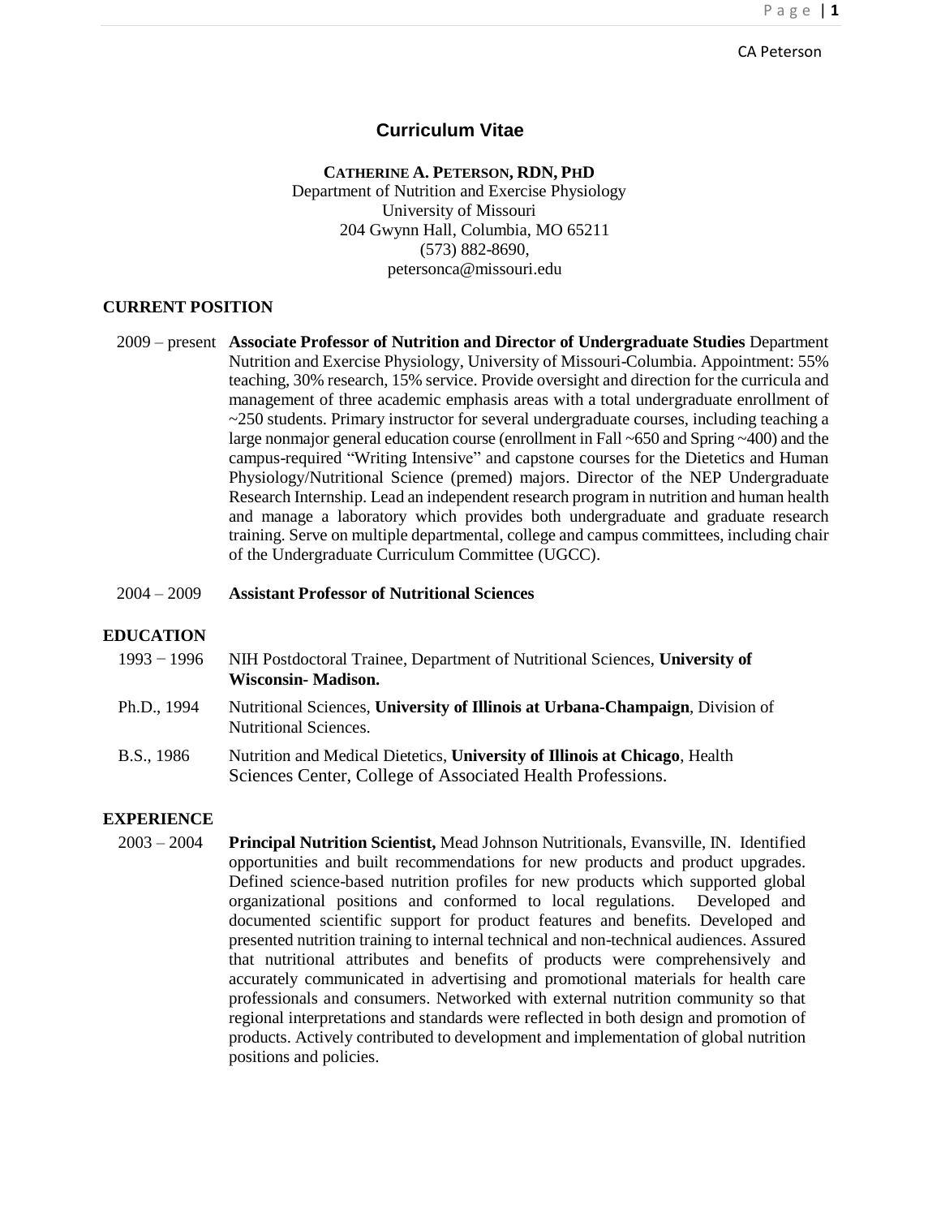# Curriculum Vitae

**CATHERINE A. PETERSON, RDN, PHD**
Department of Nutrition and Exercise Physiology
University of Missouri
204 Gwynn Hall, Columbia, MO 65211
(573) 882-8690,
petersonca@missouri.edu

## CURRENT POSITION

2009 – present **Associate Professor of Nutrition and Director of Undergraduate Studies** Department Nutrition and Exercise Physiology, University of Missouri-Columbia. Appointment: 55% teaching, 30% research, 15% service. Provide oversight and direction for the curricula and management of three academic emphasis areas with a total undergraduate enrollment of ~250 students. Primary instructor for several undergraduate courses, including teaching a large nonmajor general education course (enrollment in Fall ~650 and Spring ~400) and the campus-required "Writing Intensive" and capstone courses for the Dietetics and Human Physiology/Nutritional Science (premed) majors. Director of the NEP Undergraduate Research Internship. Lead an independent research program in nutrition and human health and manage a laboratory which provides both undergraduate and graduate research training. Serve on multiple departmental, college and campus committees, including chair of the Undergraduate Curriculum Committee (UGCC).

2004 – 2009 **Assistant Professor of Nutritional Sciences**

## EDUCATION

1993 − 1996 NIH Postdoctoral Trainee, Department of Nutritional Sciences, **University of Wisconsin- Madison.**

Ph.D., 1994 Nutritional Sciences, **University of Illinois at Urbana-Champaign**, Division of Nutritional Sciences.

B.S., 1986 Nutrition and Medical Dietetics, **University of Illinois at Chicago**, Health Sciences Center, College of Associated Health Professions.

## EXPERIENCE

2003 – 2004 **Principal Nutrition Scientist,** Mead Johnson Nutritionals, Evansville, IN. Identified opportunities and built recommendations for new products and product upgrades. Defined science-based nutrition profiles for new products which supported global organizational positions and conformed to local regulations. Developed and documented scientific support for product features and benefits. Developed and presented nutrition training to internal technical and non-technical audiences. Assured that nutritional attributes and benefits of products were comprehensively and accurately communicated in advertising and promotional materials for health care professionals and consumers. Networked with external nutrition community so that regional interpretations and standards were reflected in both design and promotion of products. Actively contributed to development and implementation of global nutrition positions and policies.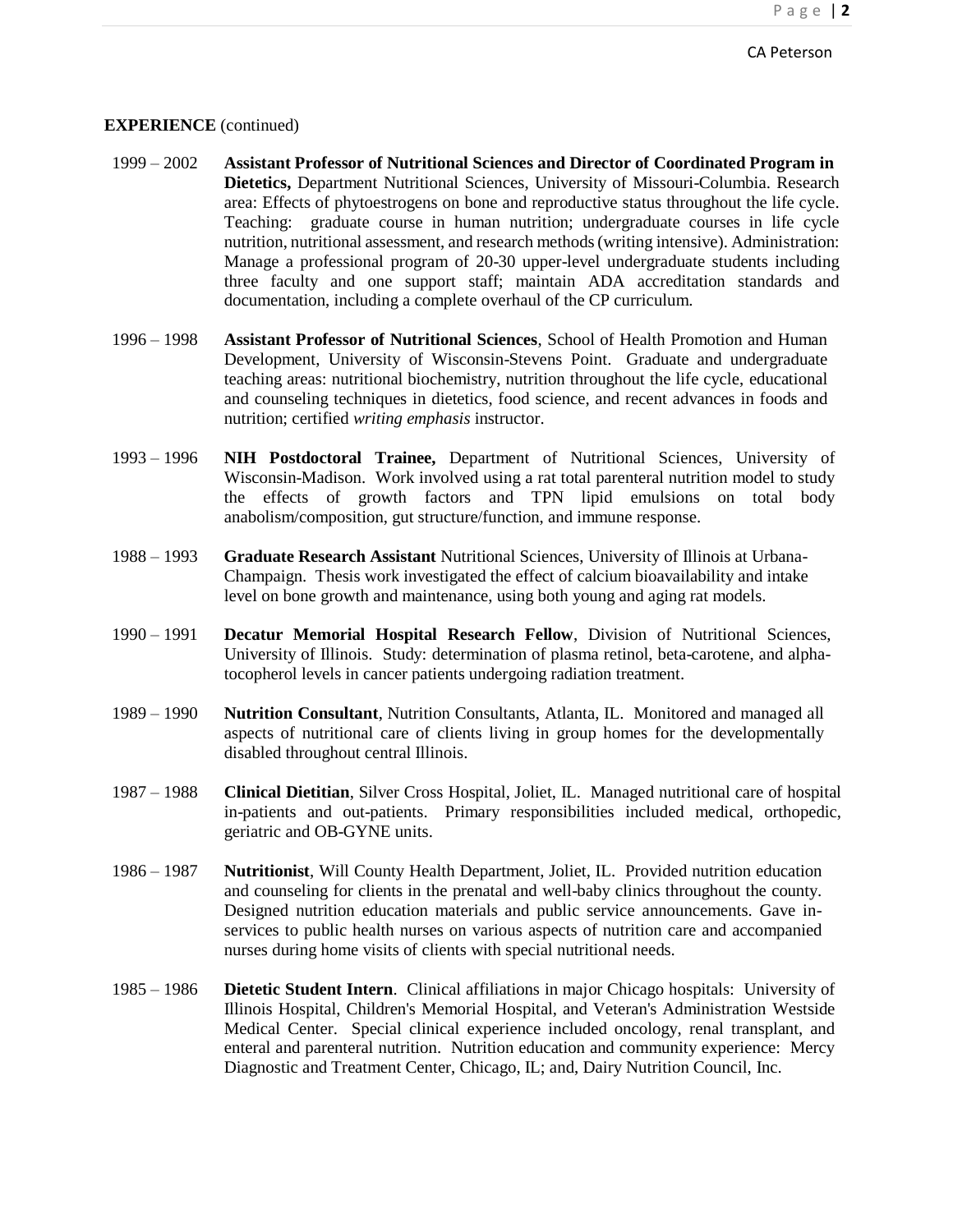**EXPERIENCE** (continued)

1999 – 2002 **Assistant Professor of Nutritional Sciences and Director of Coordinated Program in Dietetics,** Department Nutritional Sciences, University of Missouri-Columbia. Research area: Effects of phytoestrogens on bone and reproductive status throughout the life cycle. Teaching: graduate course in human nutrition; undergraduate courses in life cycle nutrition, nutritional assessment, and research methods (writing intensive). Administration: Manage a professional program of 20-30 upper-level undergraduate students including three faculty and one support staff; maintain ADA accreditation standards and documentation, including a complete overhaul of the CP curriculum.

1996 – 1998 **Assistant Professor of Nutritional Sciences**, School of Health Promotion and Human Development, University of Wisconsin-Stevens Point. Graduate and undergraduate teaching areas: nutritional biochemistry, nutrition throughout the life cycle, educational and counseling techniques in dietetics, food science, and recent advances in foods and nutrition; certified *writing emphasis* instructor.

1993 – 1996 **NIH Postdoctoral Trainee,** Department of Nutritional Sciences, University of Wisconsin-Madison. Work involved using a rat total parenteral nutrition model to study the effects of growth factors and TPN lipid emulsions on total body anabolism/composition, gut structure/function, and immune response.

1988 – 1993 **Graduate Research Assistant** Nutritional Sciences, University of Illinois at Urbana-Champaign. Thesis work investigated the effect of calcium bioavailability and intake level on bone growth and maintenance, using both young and aging rat models.

1990 – 1991 **Decatur Memorial Hospital Research Fellow**, Division of Nutritional Sciences, University of Illinois. Study: determination of plasma retinol, beta-carotene, and alpha-tocopherol levels in cancer patients undergoing radiation treatment.

1989 – 1990 **Nutrition Consultant**, Nutrition Consultants, Atlanta, IL. Monitored and managed all aspects of nutritional care of clients living in group homes for the developmentally disabled throughout central Illinois.

1987 – 1988 **Clinical Dietitian**, Silver Cross Hospital, Joliet, IL. Managed nutritional care of hospital in-patients and out-patients. Primary responsibilities included medical, orthopedic, geriatric and OB-GYNE units.

1986 – 1987 **Nutritionist**, Will County Health Department, Joliet, IL. Provided nutrition education and counseling for clients in the prenatal and well-baby clinics throughout the county. Designed nutrition education materials and public service announcements. Gave in-services to public health nurses on various aspects of nutrition care and accompanied nurses during home visits of clients with special nutritional needs.

1985 – 1986 **Dietetic Student Intern**. Clinical affiliations in major Chicago hospitals: University of Illinois Hospital, Children's Memorial Hospital, and Veteran's Administration Westside Medical Center. Special clinical experience included oncology, renal transplant, and enteral and parenteral nutrition. Nutrition education and community experience: Mercy Diagnostic and Treatment Center, Chicago, IL; and, Dairy Nutrition Council, Inc.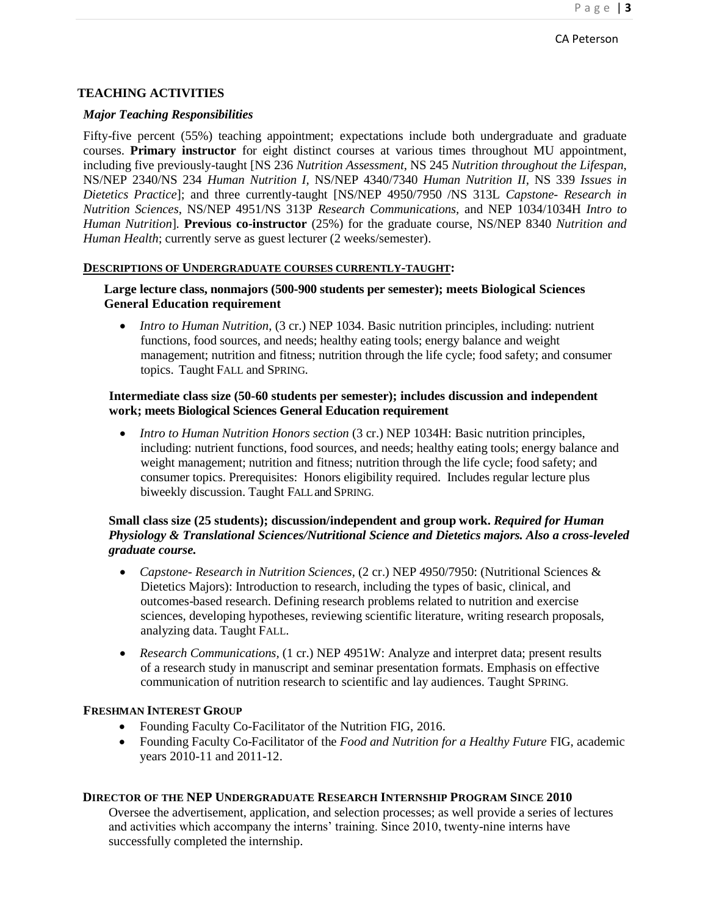## TEACHING ACTIVITIES

### *Major Teaching Responsibilities*

Fifty-five percent (55%) teaching appointment; expectations include both undergraduate and graduate courses. **Primary instructor** for eight distinct courses at various times throughout MU appointment, including five previously-taught [NS 236 *Nutrition Assessment*, NS 245 *Nutrition throughout the Lifespan*, NS/NEP 2340/NS 234 *Human Nutrition I*, NS/NEP 4340/7340 *Human Nutrition II*, NS 339 *Issues in Dietetics Practice*]; and three currently-taught [NS/NEP 4950/7950 /NS 313L *Capstone- Research in Nutrition Sciences*, NS/NEP 4951/NS 313P *Research Communications*, and NEP 1034/1034H *Intro to Human Nutrition*]. **Previous co-instructor** (25%) for the graduate course, NS/NEP 8340 *Nutrition and Human Health*; currently serve as guest lecturer (2 weeks/semester).

### DESCRIPTIONS OF UNDERGRADUATE COURSES CURRENTLY-TAUGHT:

**Large lecture class, nonmajors (500-900 students per semester); meets Biological Sciences General Education requirement**

- *Intro to Human Nutrition*, (3 cr.) NEP 1034. Basic nutrition principles, including: nutrient functions, food sources, and needs; healthy eating tools; energy balance and weight management; nutrition and fitness; nutrition through the life cycle; food safety; and consumer topics. Taught FALL and SPRING.

**Intermediate class size (50-60 students per semester); includes discussion and independent work; meets Biological Sciences General Education requirement**

- *Intro to Human Nutrition Honors section* (3 cr.) NEP 1034H: Basic nutrition principles, including: nutrient functions, food sources, and needs; healthy eating tools; energy balance and weight management; nutrition and fitness; nutrition through the life cycle; food safety; and consumer topics. Prerequisites: Honors eligibility required. Includes regular lecture plus biweekly discussion. Taught FALL and SPRING.

**Small class size (25 students); discussion/independent and group work. *Required for Human Physiology & Translational Sciences/Nutritional Science and Dietetics majors. Also a cross-leveled graduate course.***

- *Capstone- Research in Nutrition Sciences*, (2 cr.) NEP 4950/7950: (Nutritional Sciences & Dietetics Majors): Introduction to research, including the types of basic, clinical, and outcomes-based research. Defining research problems related to nutrition and exercise sciences, developing hypotheses, reviewing scientific literature, writing research proposals, analyzing data. Taught FALL.
- *Research Communications*, (1 cr.) NEP 4951W: Analyze and interpret data; present results of a research study in manuscript and seminar presentation formats. Emphasis on effective communication of nutrition research to scientific and lay audiences. Taught SPRING.

### FRESHMAN INTEREST GROUP

- Founding Faculty Co-Facilitator of the Nutrition FIG, 2016.
- Founding Faculty Co-Facilitator of the *Food and Nutrition for a Healthy Future* FIG, academic years 2010-11 and 2011-12.

### DIRECTOR OF THE NEP UNDERGRADUATE RESEARCH INTERNSHIP PROGRAM SINCE 2010

Oversee the advertisement, application, and selection processes; as well provide a series of lectures and activities which accompany the interns' training. Since 2010, twenty-nine interns have successfully completed the internship.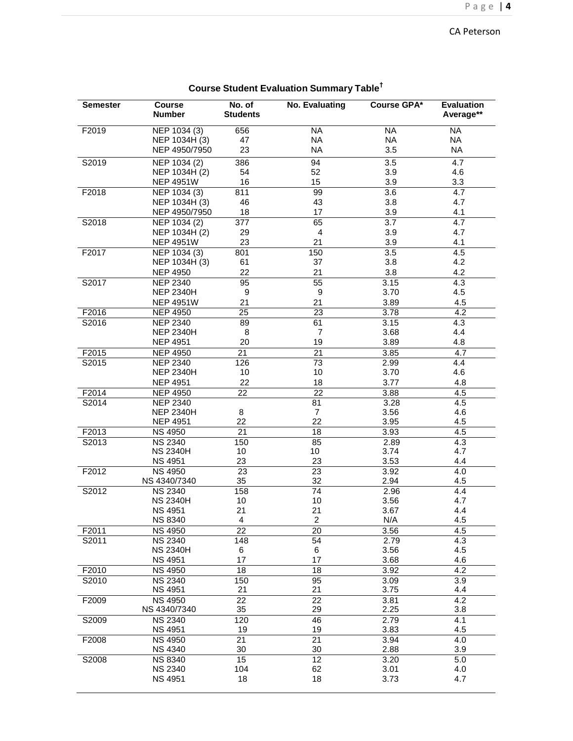## Course Student Evaluation Summary Table†

| Semester | Course Number | No. of Students | No. Evaluating | Course GPA* | Evaluation Average** |
|---|---|---|---|---|---|
| F2019 | NEP 1034 (3) | 656 | NA | NA | NA |
| | NEP 1034H (3) | 47 | NA | NA | NA |
| | NEP 4950/7950 | 23 | NA | 3.5 | NA |
| S2019 | NEP 1034 (2) | 386 | 94 | 3.5 | 4.7 |
| | NEP 1034H (2) | 54 | 52 | 3.9 | 4.6 |
| | NEP 4951W | 16 | 15 | 3.9 | 3.3 |
| F2018 | NEP 1034 (3) | 811 | 99 | 3.6 | 4.7 |
| | NEP 1034H (3) | 46 | 43 | 3.8 | 4.7 |
| | NEP 4950/7950 | 18 | 17 | 3.9 | 4.1 |
| S2018 | NEP 1034 (2) | 377 | 65 | 3.7 | 4.7 |
| | NEP 1034H (2) | 29 | 4 | 3.9 | 4.7 |
| | NEP 4951W | 23 | 21 | 3.9 | 4.1 |
| F2017 | NEP 1034 (3) | 801 | 150 | 3.5 | 4.5 |
| | NEP 1034H (3) | 61 | 37 | 3.8 | 4.2 |
| | NEP 4950 | 22 | 21 | 3.8 | 4.2 |
| S2017 | NEP 2340 | 95 | 55 | 3.15 | 4.3 |
| | NEP 2340H | 9 | 9 | 3.70 | 4.5 |
| | NEP 4951W | 21 | 21 | 3.89 | 4.5 |
| F2016 | NEP 4950 | 25 | 23 | 3.78 | 4.2 |
| S2016 | NEP 2340 | 89 | 61 | 3.15 | 4.3 |
| | NEP 2340H | 8 | 7 | 3.68 | 4.4 |
| | NEP 4951 | 20 | 19 | 3.89 | 4.8 |
| F2015 | NEP 4950 | 21 | 21 | 3.85 | 4.7 |
| S2015 | NEP 2340 | 126 | 73 | 2.99 | 4.4 |
| | NEP 2340H | 10 | 10 | 3.70 | 4.6 |
| | NEP 4951 | 22 | 18 | 3.77 | 4.8 |
| F2014 | NEP 4950 | 22 | 22 | 3.88 | 4.5 |
| S2014 | NEP 2340 | | 81 | 3.28 | 4.5 |
| | NEP 2340H | 8 | 7 | 3.56 | 4.6 |
| | NEP 4951 | 22 | 22 | 3.95 | 4.5 |
| F2013 | NS 4950 | 21 | 18 | 3.93 | 4.5 |
| S2013 | NS 2340 | 150 | 85 | 2.89 | 4.3 |
| | NS 2340H | 10 | 10 | 3.74 | 4.7 |
| | NS 4951 | 23 | 23 | 3.53 | 4.4 |
| F2012 | NS 4950 | 23 | 23 | 3.92 | 4.0 |
| | NS 4340/7340 | 35 | 32 | 2.94 | 4.5 |
| S2012 | NS 2340 | 158 | 74 | 2.96 | 4.4 |
| | NS 2340H | 10 | 10 | 3.56 | 4.7 |
| | NS 4951 | 21 | 21 | 3.67 | 4.4 |
| | NS 8340 | 4 | 2 | N/A | 4.5 |
| F2011 | NS 4950 | 22 | 20 | 3.56 | 4.5 |
| S2011 | NS 2340 | 148 | 54 | 2.79 | 4.3 |
| | NS 2340H | 6 | 6 | 3.56 | 4.5 |
| | NS 4951 | 17 | 17 | 3.68 | 4.6 |
| F2010 | NS 4950 | 18 | 18 | 3.92 | 4.2 |
| S2010 | NS 2340 | 150 | 95 | 3.09 | 3.9 |
| | NS 4951 | 21 | 21 | 3.75 | 4.4 |
| F2009 | NS 4950 | 22 | 22 | 3.81 | 4.2 |
| | NS 4340/7340 | 35 | 29 | 2.25 | 3.8 |
| S2009 | NS 2340 | 120 | 46 | 2.79 | 4.1 |
| | NS 4951 | 19 | 19 | 3.83 | 4.5 |
| F2008 | NS 4950 | 21 | 21 | 3.94 | 4.0 |
| | NS 4340 | 30 | 30 | 2.88 | 3.9 |
| S2008 | NS 8340 | 15 | 12 | 3.20 | 5.0 |
| | NS 2340 | 104 | 62 | 3.01 | 4.0 |
| | NS 4951 | 18 | 18 | 3.73 | 4.7 |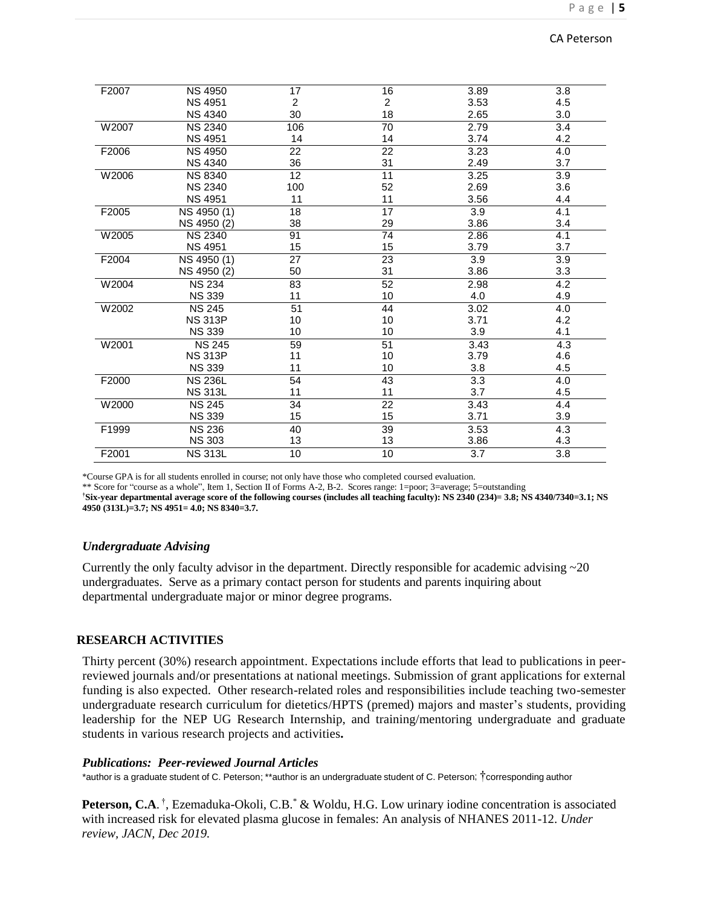| | | | | | |
|---|---|---|---|---|---|
| F2007 | NS 4950 | 17 | 16 | 3.89 | 3.8 |
| | NS 4951 | 2 | 2 | 3.53 | 4.5 |
| | NS 4340 | 30 | 18 | 2.65 | 3.0 |
| W2007 | NS 2340 | 106 | 70 | 2.79 | 3.4 |
| | NS 4951 | 14 | 14 | 3.74 | 4.2 |
| F2006 | NS 4950 | 22 | 22 | 3.23 | 4.0 |
| | NS 4340 | 36 | 31 | 2.49 | 3.7 |
| W2006 | NS 8340 | 12 | 11 | 3.25 | 3.9 |
| | NS 2340 | 100 | 52 | 2.69 | 3.6 |
| | NS 4951 | 11 | 11 | 3.56 | 4.4 |
| F2005 | NS 4950 (1) | 18 | 17 | 3.9 | 4.1 |
| | NS 4950 (2) | 38 | 29 | 3.86 | 3.4 |
| W2005 | NS 2340 | 91 | 74 | 2.86 | 4.1 |
| | NS 4951 | 15 | 15 | 3.79 | 3.7 |
| F2004 | NS 4950 (1) | 27 | 23 | 3.9 | 3.9 |
| | NS 4950 (2) | 50 | 31 | 3.86 | 3.3 |
| W2004 | NS 234 | 83 | 52 | 2.98 | 4.2 |
| | NS 339 | 11 | 10 | 4.0 | 4.9 |
| W2002 | NS 245 | 51 | 44 | 3.02 | 4.0 |
| | NS 313P | 10 | 10 | 3.71 | 4.2 |
| | NS 339 | 10 | 10 | 3.9 | 4.1 |
| W2001 | NS 245 | 59 | 51 | 3.43 | 4.3 |
| | NS 313P | 11 | 10 | 3.79 | 4.6 |
| | NS 339 | 11 | 10 | 3.8 | 4.5 |
| F2000 | NS 236L | 54 | 43 | 3.3 | 4.0 |
| | NS 313L | 11 | 11 | 3.7 | 4.5 |
| W2000 | NS 245 | 34 | 22 | 3.43 | 4.4 |
| | NS 339 | 15 | 15 | 3.71 | 3.9 |
| F1999 | NS 236 | 40 | 39 | 3.53 | 4.3 |
| | NS 303 | 13 | 13 | 3.86 | 4.3 |
| F2001 | NS 313L | 10 | 10 | 3.7 | 3.8 |

*Course GPA is for all students enrolled in course; not only have those who completed coursed evaluation.

** Score for "course as a whole", Item 1, Section II of Forms A-2, B-2. Scores range: 1=poor; 3=average; 5=outstanding

**†Six-year departmental average score of the following courses (includes all teaching faculty): NS 2340 (234)= 3.8; NS 4340/7340=3.1; NS 4950 (313L)=3.7; NS 4951= 4.0; NS 8340=3.7.**

### *Undergraduate Advising*

Currently the only faculty advisor in the department. Directly responsible for academic advising ~20 undergraduates. Serve as a primary contact person for students and parents inquiring about departmental undergraduate major or minor degree programs.

## RESEARCH ACTIVITIES

Thirty percent (30%) research appointment. Expectations include efforts that lead to publications in peer-reviewed journals and/or presentations at national meetings. Submission of grant applications for external funding is also expected. Other research-related roles and responsibilities include teaching two-semester undergraduate research curriculum for dietetics/HPTS (premed) majors and master's students, providing leadership for the NEP UG Research Internship, and training/mentoring undergraduate and graduate students in various research projects and activities**.**

### *Publications: Peer-reviewed Journal Articles*

*author is a graduate student of C. Peterson; **author is an undergraduate student of C. Peterson; †corresponding author

**Peterson, C.A**. †, Ezemaduka-Okoli, C.B.* & Woldu, H.G. Low urinary iodine concentration is associated with increased risk for elevated plasma glucose in females: An analysis of NHANES 2011-12. *Under review, JACN, Dec 2019.*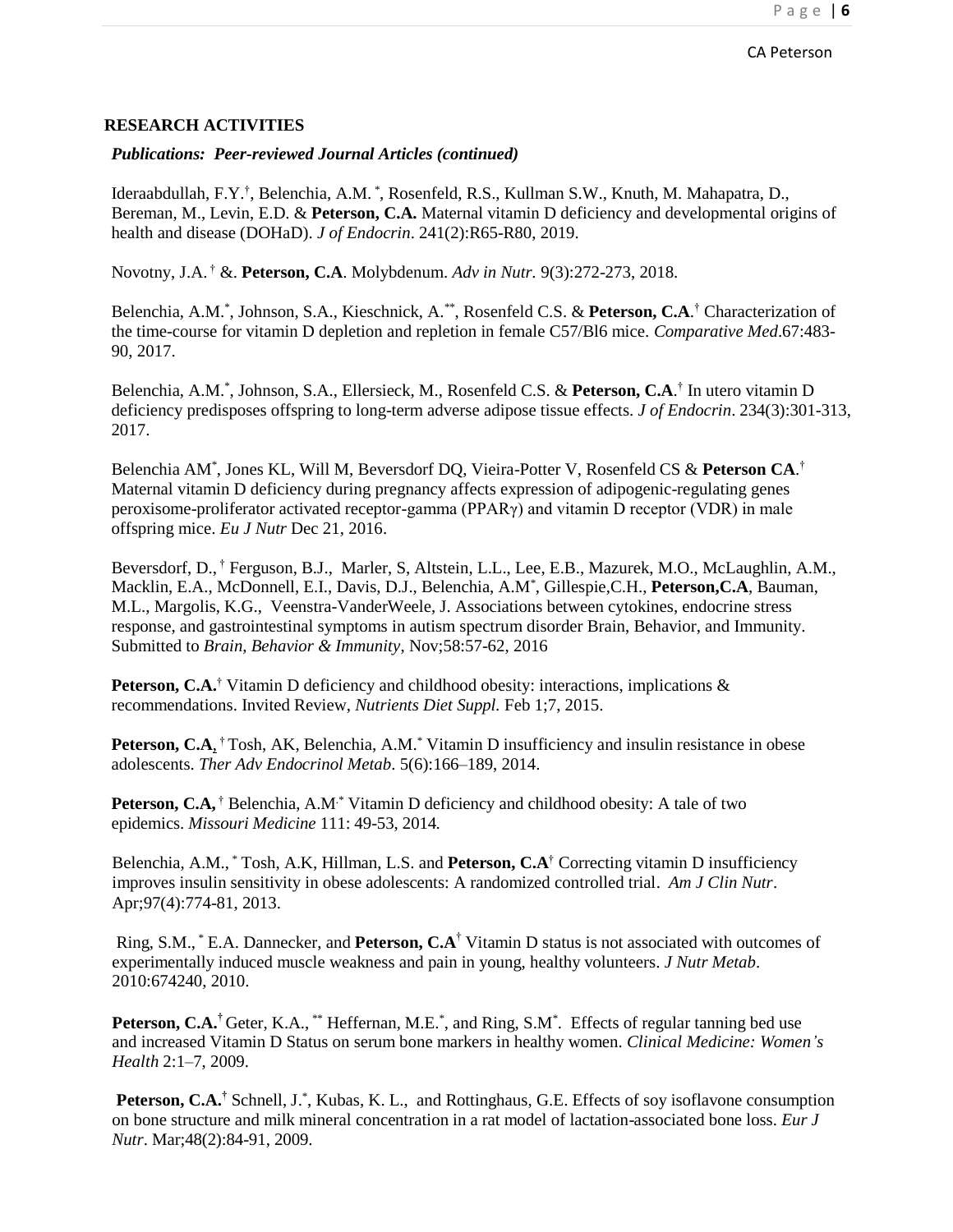## RESEARCH ACTIVITIES

***Publications: Peer-reviewed Journal Articles (continued)***

Ideraabdullah, F.Y.[†], Belenchia, A.M. [*], Rosenfeld, R.S., Kullman S.W., Knuth, M. Mahapatra, D., Bereman, M., Levin, E.D. & **Peterson, C.A.** Maternal vitamin D deficiency and developmental origins of health and disease (DOHaD). *J of Endocrin*. 241(2):R65-R80, 2019.

Novotny, J.A. [†] &. **Peterson, C.A**. Molybdenum. *Adv in Nutr.* 9(3):272-273, 2018.

Belenchia, A.M.[*], Johnson, S.A., Kieschnick, A.[**], Rosenfeld C.S. & **Peterson, C.A**.[†] Characterization of the time-course for vitamin D depletion and repletion in female C57/Bl6 mice. *Comparative Med*.67:483-90, 2017.

Belenchia, A.M.[*], Johnson, S.A., Ellersieck, M., Rosenfeld C.S. & **Peterson, C.A**.[†] In utero vitamin D deficiency predisposes offspring to long-term adverse adipose tissue effects. *J of Endocrin*. 234(3):301-313, 2017.

Belenchia AM[*], Jones KL, Will M, Beversdorf DQ, Vieira-Potter V, Rosenfeld CS & **Peterson CA**.[†] Maternal vitamin D deficiency during pregnancy affects expression of adipogenic-regulating genes peroxisome-proliferator activated receptor-gamma (PPARγ) and vitamin D receptor (VDR) in male offspring mice. *Eu J Nutr* Dec 21, 2016.

Beversdorf, D., [†] Ferguson, B.J., Marler, S, Altstein, L.L., Lee, E.B., Mazurek, M.O., McLaughlin, A.M., Macklin, E.A., McDonnell, E.I., Davis, D.J., Belenchia, A.M[*], Gillespie,C.H., **Peterson,C.A**, Bauman, M.L., Margolis, K.G., Veenstra-VanderWeele, J. Associations between cytokines, endocrine stress response, and gastrointestinal symptoms in autism spectrum disorder Brain, Behavior, and Immunity. Submitted to *Brain, Behavior & Immunity*, Nov;58:57-62, 2016

**Peterson, C.A.**[†] Vitamin D deficiency and childhood obesity: interactions, implications & recommendations. Invited Review, *Nutrients Diet Suppl.* Feb 1;7, 2015.

**Peterson, C.A,** [†] Tosh, AK, Belenchia, A.M.[*] Vitamin D insufficiency and insulin resistance in obese adolescents. *Ther Adv Endocrinol Metab*. 5(6):166–189, 2014.

**Peterson, C.A,** [†] Belenchia, A.M.[*] Vitamin D deficiency and childhood obesity: A tale of two epidemics. *Missouri Medicine* 111: 49-53, 2014*.*

Belenchia, A.M., [*] Tosh, A.K, Hillman, L.S. and **Peterson, C.A**[†] Correcting vitamin D insufficiency improves insulin sensitivity in obese adolescents: A randomized controlled trial. *Am J Clin Nutr*. Apr;97(4):774-81, 2013.

Ring, S.M., [*] E.A. Dannecker, and **Peterson, C.A**[†] Vitamin D status is not associated with outcomes of experimentally induced muscle weakness and pain in young, healthy volunteers. *J Nutr Metab*. 2010:674240, 2010.

**Peterson, C.A.**[†] Geter, K.A., [**] Heffernan, M.E.[*], and Ring, S.M[*]. Effects of regular tanning bed use and increased Vitamin D Status on serum bone markers in healthy women. *Clinical Medicine: Women's Health* 2:1–7, 2009.

**Peterson, C.A.**[†] Schnell, J.[*], Kubas, K. L., and Rottinghaus, G.E. Effects of soy isoflavone consumption on bone structure and milk mineral concentration in a rat model of lactation-associated bone loss. *Eur J Nutr*. Mar;48(2):84-91, 2009.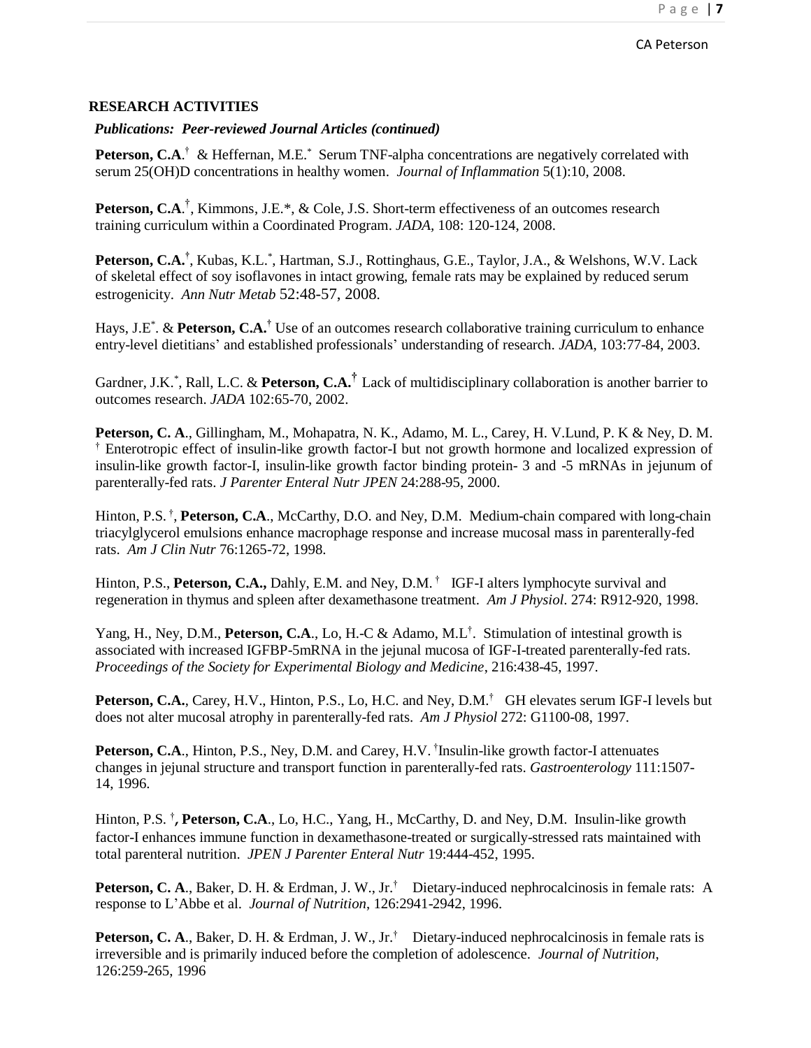## RESEARCH ACTIVITIES

***Publications: Peer-reviewed Journal Articles (continued)***

**Peterson, C.A**.[†] & Heffernan, M.E.[*] Serum TNF-alpha concentrations are negatively correlated with serum 25(OH)D concentrations in healthy women. *Journal of Inflammation* 5(1):10, 2008.

**Peterson, C.A**.[†], Kimmons, J.E.*, & Cole, J.S. Short-term effectiveness of an outcomes research training curriculum within a Coordinated Program. *JADA*, 108: 120-124, 2008.

**Peterson, C.A.**[†], Kubas, K.L.[*], Hartman, S.J., Rottinghaus, G.E., Taylor, J.A., & Welshons, W.V. Lack of skeletal effect of soy isoflavones in intact growing, female rats may be explained by reduced serum estrogenicity. *Ann Nutr Metab* 52:48-57, 2008.

Hays, J.E[*]. & **Peterson, C.A.**[†] Use of an outcomes research collaborative training curriculum to enhance entry-level dietitians' and established professionals' understanding of research. *JADA*, 103:77-84, 2003.

Gardner, J.K.[*], Rall, L.C. & **Peterson, C.A.**[†] Lack of multidisciplinary collaboration is another barrier to outcomes research. *JADA* 102:65-70, 2002.

**Peterson, C. A**., Gillingham, M., Mohapatra, N. K., Adamo, M. L., Carey, H. V.Lund, P. K & Ney, D. M. [†] Enterotropic effect of insulin-like growth factor-I but not growth hormone and localized expression of insulin-like growth factor-I, insulin-like growth factor binding protein- 3 and -5 mRNAs in jejunum of parenterally-fed rats. *J Parenter Enteral Nutr JPEN* 24:288-95, 2000.

Hinton, P.S. [†], **Peterson, C.A**., McCarthy, D.O. and Ney, D.M. Medium-chain compared with long-chain triacylglycerol emulsions enhance macrophage response and increase mucosal mass in parenterally-fed rats. *Am J Clin Nutr* 76:1265-72, 1998.

Hinton, P.S., **Peterson, C.A.,** Dahly, E.M. and Ney, D.M. [†] IGF-I alters lymphocyte survival and regeneration in thymus and spleen after dexamethasone treatment. *Am J Physiol*. 274: R912-920, 1998.

Yang, H., Ney, D.M., **Peterson, C.A**., Lo, H.-C & Adamo, M.L[†]. Stimulation of intestinal growth is associated with increased IGFBP-5mRNA in the jejunal mucosa of IGF-I-treated parenterally-fed rats. *Proceedings of the Society for Experimental Biology and Medicine*, 216:438-45, 1997.

**Peterson, C.A.**, Carey, H.V., Hinton, P.S., Lo, H.C. and Ney, D.M.[†] GH elevates serum IGF-I levels but does not alter mucosal atrophy in parenterally-fed rats. *Am J Physiol* 272: G1100-08, 1997.

**Peterson, C.A**., Hinton, P.S., Ney, D.M. and Carey, H.V. [†]Insulin-like growth factor-I attenuates changes in jejunal structure and transport function in parenterally-fed rats. *Gastroenterology* 111:1507-14, 1996.

Hinton, P.S. [†]***,*** **Peterson, C.A**., Lo, H.C., Yang, H., McCarthy, D. and Ney, D.M. Insulin-like growth factor-I enhances immune function in dexamethasone-treated or surgically-stressed rats maintained with total parenteral nutrition. *JPEN J Parenter Enteral Nutr* 19:444-452, 1995.

**Peterson, C. A**., Baker, D. H. & Erdman, J. W., Jr.[†] Dietary-induced nephrocalcinosis in female rats: A response to L'Abbe et al. *Journal of Nutrition*, 126:2941-2942, 1996.

**Peterson, C. A**., Baker, D. H. & Erdman, J. W., Jr.[†] Dietary-induced nephrocalcinosis in female rats is irreversible and is primarily induced before the completion of adolescence. *Journal of Nutrition*, 126:259-265, 1996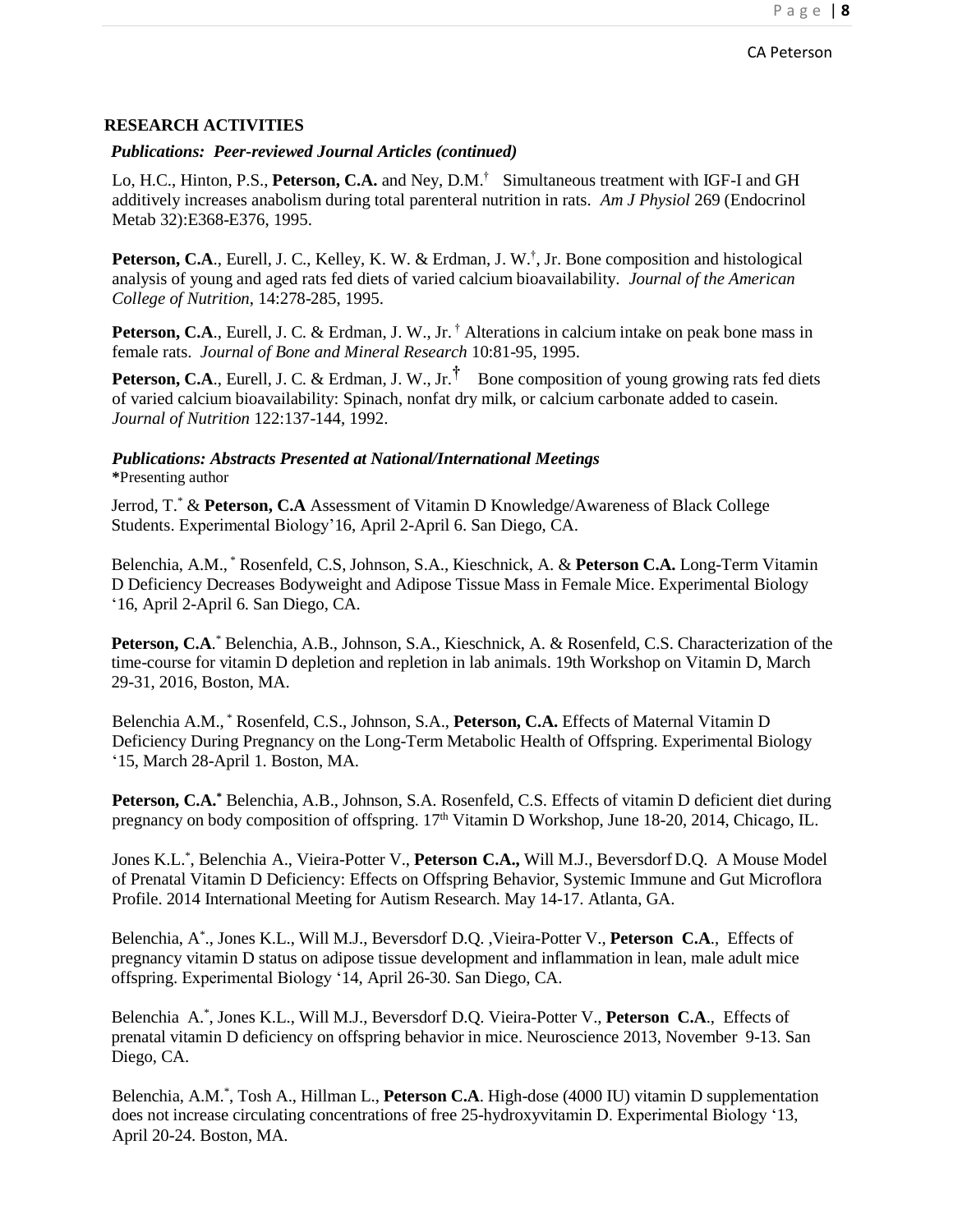## RESEARCH ACTIVITIES

### *Publications: Peer-reviewed Journal Articles (continued)*

Lo, H.C., Hinton, P.S., **Peterson, C.A.** and Ney, D.M.† Simultaneous treatment with IGF-I and GH additively increases anabolism during total parenteral nutrition in rats. *Am J Physiol* 269 (Endocrinol Metab 32):E368-E376, 1995.

**Peterson, C.A**., Eurell, J. C., Kelley, K. W. & Erdman, J. W.†, Jr. Bone composition and histological analysis of young and aged rats fed diets of varied calcium bioavailability. *Journal of the American College of Nutrition*, 14:278-285, 1995.

**Peterson, C.A**., Eurell, J. C. & Erdman, J. W., Jr. † Alterations in calcium intake on peak bone mass in female rats. *Journal of Bone and Mineral Research* 10:81-95, 1995.

**Peterson, C.A**., Eurell, J. C. & Erdman, J. W., Jr.† Bone composition of young growing rats fed diets of varied calcium bioavailability: Spinach, nonfat dry milk, or calcium carbonate added to casein. *Journal of Nutrition* 122:137-144, 1992.

### *Publications: Abstracts Presented at National/International Meetings*

**\***Presenting author

Jerrod, T.* & **Peterson, C.A** Assessment of Vitamin D Knowledge/Awareness of Black College Students. Experimental Biology'16, April 2-April 6. San Diego, CA.

Belenchia, A.M., * Rosenfeld, C.S, Johnson, S.A., Kieschnick, A. & **Peterson C.A.** Long-Term Vitamin D Deficiency Decreases Bodyweight and Adipose Tissue Mass in Female Mice. Experimental Biology '16, April 2-April 6. San Diego, CA.

**Peterson, C.A**.* Belenchia, A.B., Johnson, S.A., Kieschnick, A. & Rosenfeld, C.S. Characterization of the time-course for vitamin D depletion and repletion in lab animals. 19th Workshop on Vitamin D, March 29-31, 2016, Boston, MA.

Belenchia A.M., * Rosenfeld, C.S., Johnson, S.A., **Peterson, C.A.** Effects of Maternal Vitamin D Deficiency During Pregnancy on the Long-Term Metabolic Health of Offspring. Experimental Biology '15, March 28-April 1. Boston, MA.

**Peterson, C.A.*** Belenchia, A.B., Johnson, S.A. Rosenfeld, C.S. Effects of vitamin D deficient diet during pregnancy on body composition of offspring. 17th Vitamin D Workshop, June 18-20, 2014, Chicago, IL.

Jones K.L.*, Belenchia A., Vieira-Potter V., **Peterson C.A.,** Will M.J., Beversdorf D.Q. A Mouse Model of Prenatal Vitamin D Deficiency: Effects on Offspring Behavior, Systemic Immune and Gut Microflora Profile. 2014 International Meeting for Autism Research. May 14-17. Atlanta, GA.

Belenchia, A*., Jones K.L., Will M.J., Beversdorf D.Q. ,Vieira-Potter V., **Peterson C.A**., Effects of pregnancy vitamin D status on adipose tissue development and inflammation in lean, male adult mice offspring. Experimental Biology '14, April 26-30. San Diego, CA.

Belenchia A.*, Jones K.L., Will M.J., Beversdorf D.Q. Vieira-Potter V., **Peterson C.A**., Effects of prenatal vitamin D deficiency on offspring behavior in mice. Neuroscience 2013, November 9-13. San Diego, CA.

Belenchia, A.M.*, Tosh A., Hillman L., **Peterson C.A**. High-dose (4000 IU) vitamin D supplementation does not increase circulating concentrations of free 25-hydroxyvitamin D. Experimental Biology '13, April 20-24. Boston, MA.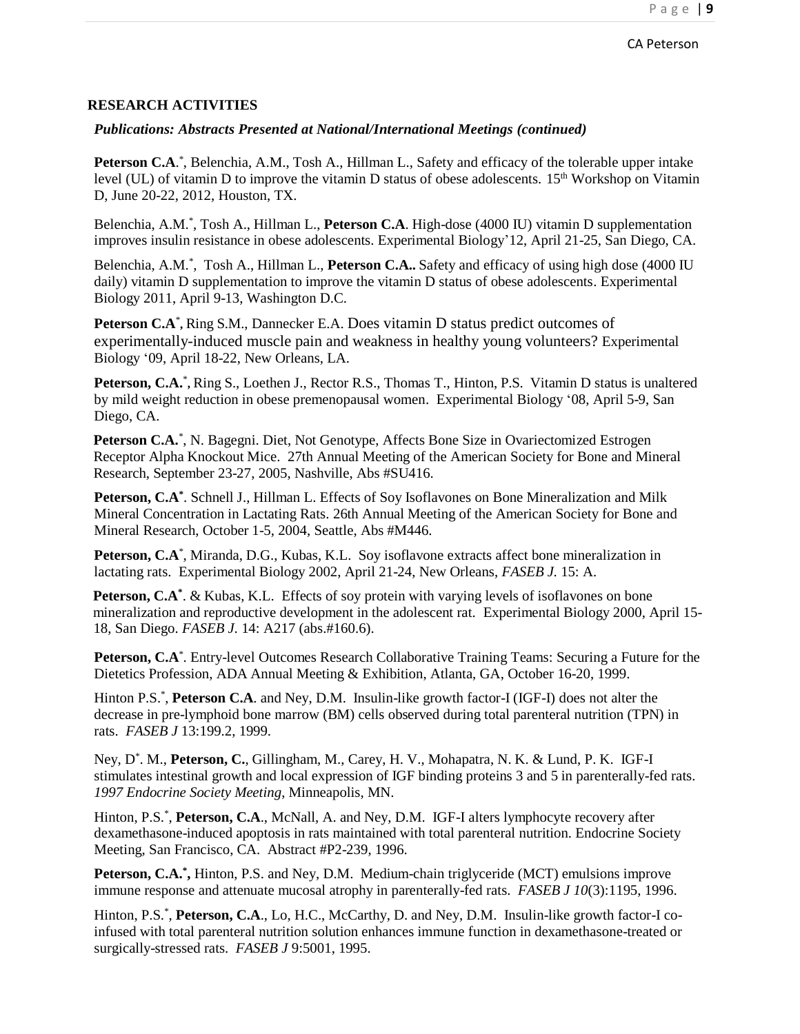## RESEARCH ACTIVITIES

### *Publications: Abstracts Presented at National/International Meetings (continued)*

**Peterson C.A**.[*], Belenchia, A.M., Tosh A., Hillman L., Safety and efficacy of the tolerable upper intake level (UL) of vitamin D to improve the vitamin D status of obese adolescents. 15[th] Workshop on Vitamin D, June 20-22, 2012, Houston, TX.

Belenchia, A.M.[*], Tosh A., Hillman L., **Peterson C.A**. High-dose (4000 IU) vitamin D supplementation improves insulin resistance in obese adolescents. Experimental Biology'12, April 21-25, San Diego, CA.

Belenchia, A.M.[*], Tosh A., Hillman L., **Peterson C.A.**. Safety and efficacy of using high dose (4000 IU daily) vitamin D supplementation to improve the vitamin D status of obese adolescents. Experimental Biology 2011, April 9-13, Washington D.C.

**Peterson C.A**[*], Ring S.M., Dannecker E.A. Does vitamin D status predict outcomes of experimentally-induced muscle pain and weakness in healthy young volunteers? Experimental Biology '09, April 18-22, New Orleans, LA.

**Peterson, C.A.**[*], Ring S., Loethen J., Rector R.S., Thomas T., Hinton, P.S. Vitamin D status is unaltered by mild weight reduction in obese premenopausal women. Experimental Biology '08, April 5-9, San Diego, CA.

**Peterson C.A.**[*], N. Bagegni. Diet, Not Genotype, Affects Bone Size in Ovariectomized Estrogen Receptor Alpha Knockout Mice. 27th Annual Meeting of the American Society for Bone and Mineral Research, September 23-27, 2005, Nashville, Abs #SU416.

**Peterson, C.A**[*]. Schnell J., Hillman L. Effects of Soy Isoflavones on Bone Mineralization and Milk Mineral Concentration in Lactating Rats. 26th Annual Meeting of the American Society for Bone and Mineral Research, October 1-5, 2004, Seattle, Abs #M446.

**Peterson, C.A**[*], Miranda, D.G., Kubas, K.L. Soy isoflavone extracts affect bone mineralization in lactating rats. Experimental Biology 2002, April 21-24, New Orleans, *FASEB J.* 15: A.

**Peterson, C.A**[*]. & Kubas, K.L. Effects of soy protein with varying levels of isoflavones on bone mineralization and reproductive development in the adolescent rat. Experimental Biology 2000, April 15-18, San Diego. *FASEB J.* 14: A217 (abs.#160.6).

**Peterson, C.A**[*]. Entry-level Outcomes Research Collaborative Training Teams: Securing a Future for the Dietetics Profession, ADA Annual Meeting & Exhibition, Atlanta, GA, October 16-20, 1999.

Hinton P.S.[*], **Peterson C.A**. and Ney, D.M. Insulin-like growth factor-I (IGF-I) does not alter the decrease in pre-lymphoid bone marrow (BM) cells observed during total parenteral nutrition (TPN) in rats. *FASEB J* 13:199.2, 1999.

Ney, D[*]. M., **Peterson, C.**, Gillingham, M., Carey, H. V., Mohapatra, N. K. & Lund, P. K. IGF-I stimulates intestinal growth and local expression of IGF binding proteins 3 and 5 in parenterally-fed rats. *1997 Endocrine Society Meeting*, Minneapolis, MN.

Hinton, P.S.[*], **Peterson, C.A**., McNall, A. and Ney, D.M. IGF-I alters lymphocyte recovery after dexamethasone-induced apoptosis in rats maintained with total parenteral nutrition. Endocrine Society Meeting, San Francisco, CA. Abstract #P2-239, 1996.

**Peterson, C.A.**[*], Hinton, P.S. and Ney, D.M. Medium-chain triglyceride (MCT) emulsions improve immune response and attenuate mucosal atrophy in parenterally-fed rats. *FASEB J 10*(3):1195, 1996.

Hinton, P.S.[*], **Peterson, C.A**., Lo, H.C., McCarthy, D. and Ney, D.M. Insulin-like growth factor-I co-infused with total parenteral nutrition solution enhances immune function in dexamethasone-treated or surgically-stressed rats. *FASEB J* 9:5001, 1995.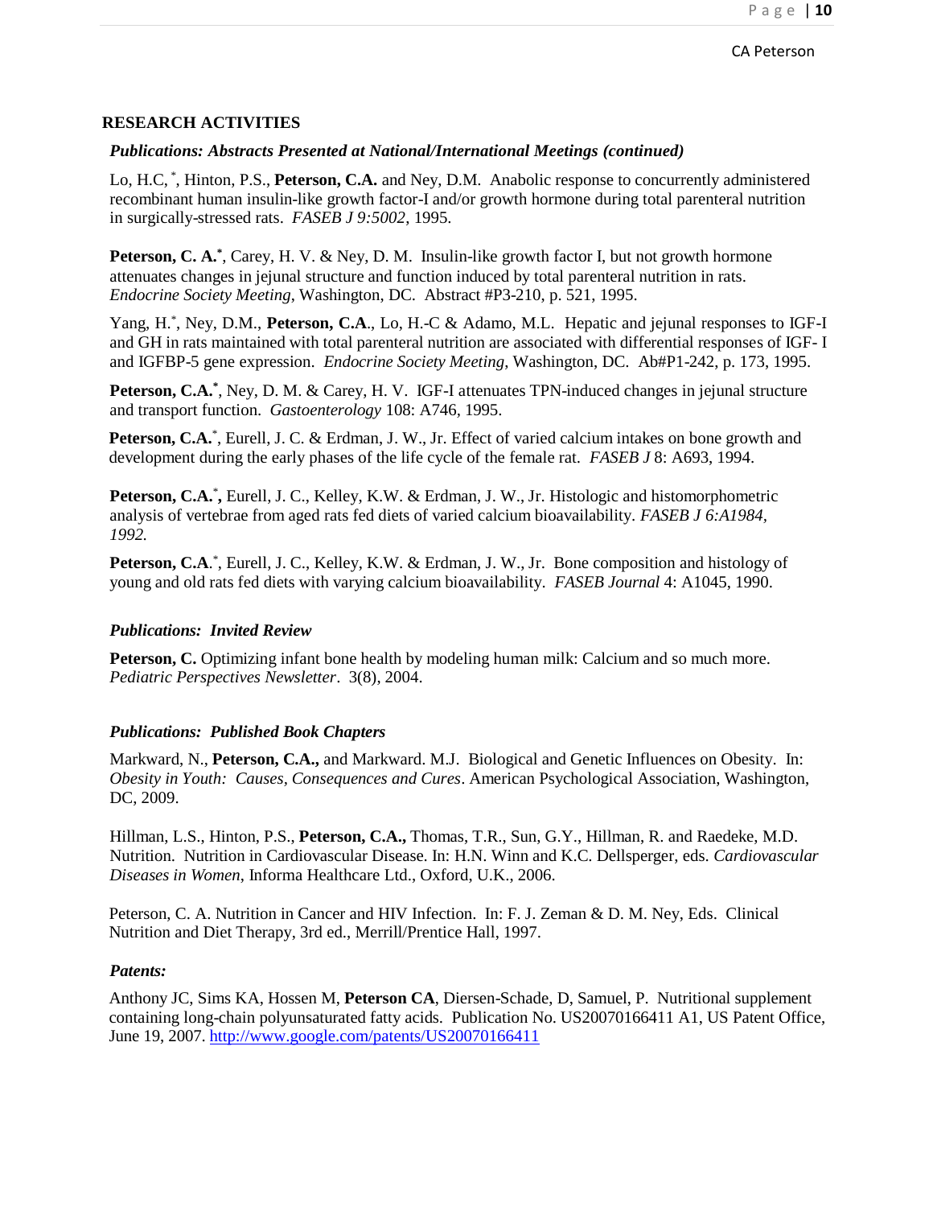## RESEARCH ACTIVITIES

### *Publications: Abstracts Presented at National/International Meetings (continued)*

Lo, H.C, [*], Hinton, P.S., **Peterson, C.A.** and Ney, D.M. Anabolic response to concurrently administered recombinant human insulin-like growth factor-I and/or growth hormone during total parenteral nutrition in surgically-stressed rats. *FASEB J 9:5002*, 1995.

**Peterson, C. A.[*]**, Carey, H. V. & Ney, D. M. Insulin-like growth factor I, but not growth hormone attenuates changes in jejunal structure and function induced by total parenteral nutrition in rats. *Endocrine Society Meeting*, Washington, DC. Abstract #P3-210, p. 521, 1995.

Yang, H.[*], Ney, D.M., **Peterson, C.A**., Lo, H.-C & Adamo, M.L. Hepatic and jejunal responses to IGF-I and GH in rats maintained with total parenteral nutrition are associated with differential responses of IGF- I and IGFBP-5 gene expression. *Endocrine Society Meeting*, Washington, DC. Ab#P1-242, p. 173, 1995.

**Peterson, C.A.[*]**, Ney, D. M. & Carey, H. V. IGF-I attenuates TPN-induced changes in jejunal structure and transport function. *Gastoenterology* 108: A746, 1995.

**Peterson, C.A.**[*], Eurell, J. C. & Erdman, J. W., Jr. Effect of varied calcium intakes on bone growth and development during the early phases of the life cycle of the female rat. *FASEB J* 8: A693, 1994.

**Peterson, C.A.[*],** Eurell, J. C., Kelley, K.W. & Erdman, J. W., Jr. Histologic and histomorphometric analysis of vertebrae from aged rats fed diets of varied calcium bioavailability. *FASEB J 6:A1984, 1992.*

**Peterson, C.A**.[*], Eurell, J. C., Kelley, K.W. & Erdman, J. W., Jr. Bone composition and histology of young and old rats fed diets with varying calcium bioavailability. *FASEB Journal* 4: A1045, 1990.

### *Publications: Invited Review*

**Peterson, C.** Optimizing infant bone health by modeling human milk: Calcium and so much more. *Pediatric Perspectives Newsletter*. 3(8), 2004.

### *Publications: Published Book Chapters*

Markward, N., **Peterson, C.A.,** and Markward. M.J. Biological and Genetic Influences on Obesity. In: *Obesity in Youth: Causes, Consequences and Cures*. American Psychological Association, Washington, DC, 2009.

Hillman, L.S., Hinton, P.S., **Peterson, C.A.,** Thomas, T.R., Sun, G.Y., Hillman, R. and Raedeke, M.D. Nutrition. Nutrition in Cardiovascular Disease. In: H.N. Winn and K.C. Dellsperger, eds. *Cardiovascular Diseases in Women*, Informa Healthcare Ltd., Oxford, U.K., 2006.

Peterson, C. A. Nutrition in Cancer and HIV Infection. In: F. J. Zeman & D. M. Ney, Eds. Clinical Nutrition and Diet Therapy, 3rd ed., Merrill/Prentice Hall, 1997.

### *Patents:*

Anthony JC, Sims KA, Hossen M, **Peterson CA**, Diersen-Schade, D, Samuel, P. Nutritional supplement containing long-chain polyunsaturated fatty acids. Publication No. US20070166411 A1, US Patent Office, June 19, 2007. http://www.google.com/patents/US20070166411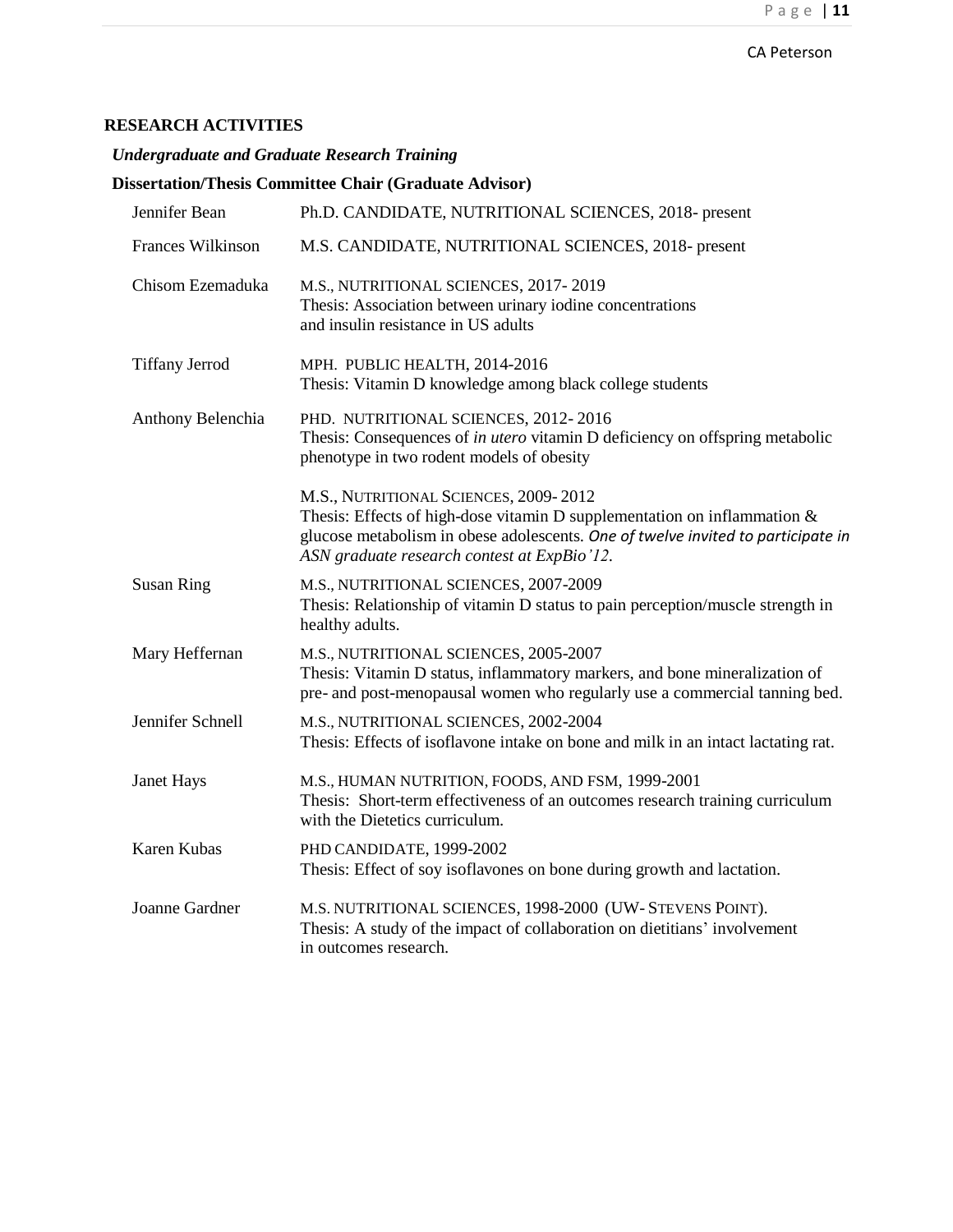## RESEARCH ACTIVITIES

### *Undergraduate and Graduate Research Training*

#### Dissertation/Thesis Committee Chair (Graduate Advisor)

| | |
|---|---|
| Jennifer Bean | Ph.D. CANDIDATE, NUTRITIONAL SCIENCES, 2018- present |
| Frances Wilkinson | M.S. CANDIDATE, NUTRITIONAL SCIENCES, 2018- present |
| Chisom Ezemaduka | M.S., NUTRITIONAL SCIENCES, 2017- 2019<br>Thesis: Association between urinary iodine concentrations and insulin resistance in US adults |
| Tiffany Jerrod | MPH. PUBLIC HEALTH, 2014-2016<br>Thesis: Vitamin D knowledge among black college students |
| Anthony Belenchia | PHD. NUTRITIONAL SCIENCES, 2012- 2016<br>Thesis: Consequences of *in utero* vitamin D deficiency on offspring metabolic phenotype in two rodent models of obesity<br><br>M.S., NUTRITIONAL SCIENCES, 2009- 2012<br>Thesis: Effects of high-dose vitamin D supplementation on inflammation & glucose metabolism in obese adolescents. *One of twelve invited to participate in ASN graduate research contest at ExpBio'12.* |
| Susan Ring | M.S., NUTRITIONAL SCIENCES, 2007-2009<br>Thesis: Relationship of vitamin D status to pain perception/muscle strength in healthy adults. |
| Mary Heffernan | M.S., NUTRITIONAL SCIENCES, 2005-2007<br>Thesis: Vitamin D status, inflammatory markers, and bone mineralization of pre- and post-menopausal women who regularly use a commercial tanning bed. |
| Jennifer Schnell | M.S., NUTRITIONAL SCIENCES, 2002-2004<br>Thesis: Effects of isoflavone intake on bone and milk in an intact lactating rat. |
| Janet Hays | M.S., HUMAN NUTRITION, FOODS, AND FSM, 1999-2001<br>Thesis: Short-term effectiveness of an outcomes research training curriculum with the Dietetics curriculum. |
| Karen Kubas | PHD CANDIDATE, 1999-2002<br>Thesis: Effect of soy isoflavones on bone during growth and lactation. |
| Joanne Gardner | M.S. NUTRITIONAL SCIENCES, 1998-2000 (UW- STEVENS POINT).<br>Thesis: A study of the impact of collaboration on dietitians' involvement in outcomes research. |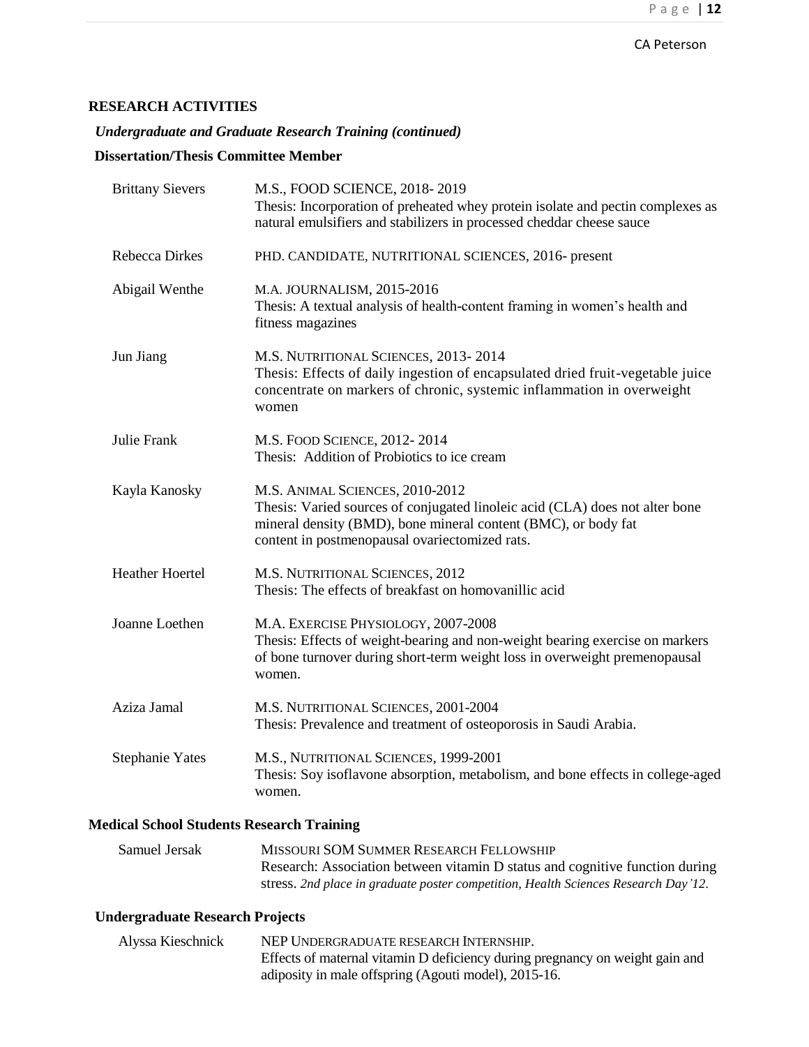## RESEARCH ACTIVITIES

### *Undergraduate and Graduate Research Training (continued)*

**Dissertation/Thesis Committee Member**

Brittany Sievers — M.S., FOOD SCIENCE, 2018- 2019
Thesis: Incorporation of preheated whey protein isolate and pectin complexes as natural emulsifiers and stabilizers in processed cheddar cheese sauce

Rebecca Dirkes — PHD. CANDIDATE, NUTRITIONAL SCIENCES, 2016- present

Abigail Wenthe — M.A. JOURNALISM, 2015-2016
Thesis: A textual analysis of health-content framing in women's health and fitness magazines

Jun Jiang — M.S. NUTRITIONAL SCIENCES, 2013- 2014
Thesis: Effects of daily ingestion of encapsulated dried fruit-vegetable juice concentrate on markers of chronic, systemic inflammation in overweight women

Julie Frank — M.S. FOOD SCIENCE, 2012- 2014
Thesis: Addition of Probiotics to ice cream

Kayla Kanosky — M.S. ANIMAL SCIENCES, 2010-2012
Thesis: Varied sources of conjugated linoleic acid (CLA) does not alter bone mineral density (BMD), bone mineral content (BMC), or body fat content in postmenopausal ovariectomized rats.

Heather Hoertel — M.S. NUTRITIONAL SCIENCES, 2012
Thesis: The effects of breakfast on homovanillic acid

Joanne Loethen — M.A. EXERCISE PHYSIOLOGY, 2007-2008
Thesis: Effects of weight-bearing and non-weight bearing exercise on markers of bone turnover during short-term weight loss in overweight premenopausal women.

Aziza Jamal — M.S. NUTRITIONAL SCIENCES, 2001-2004
Thesis: Prevalence and treatment of osteoporosis in Saudi Arabia.

Stephanie Yates — M.S., NUTRITIONAL SCIENCES, 1999-2001
Thesis: Soy isoflavone absorption, metabolism, and bone effects in college-aged women.

**Medical School Students Research Training**

Samuel Jersak — MISSOURI SOM SUMMER RESEARCH FELLOWSHIP
Research: Association between vitamin D status and cognitive function during stress. *2nd place in graduate poster competition, Health Sciences Research Day '12.*

**Undergraduate Research Projects**

Alyssa Kieschnick — NEP UNDERGRADUATE RESEARCH INTERNSHIP.
Effects of maternal vitamin D deficiency during pregnancy on weight gain and adiposity in male offspring (Agouti model), 2015-16.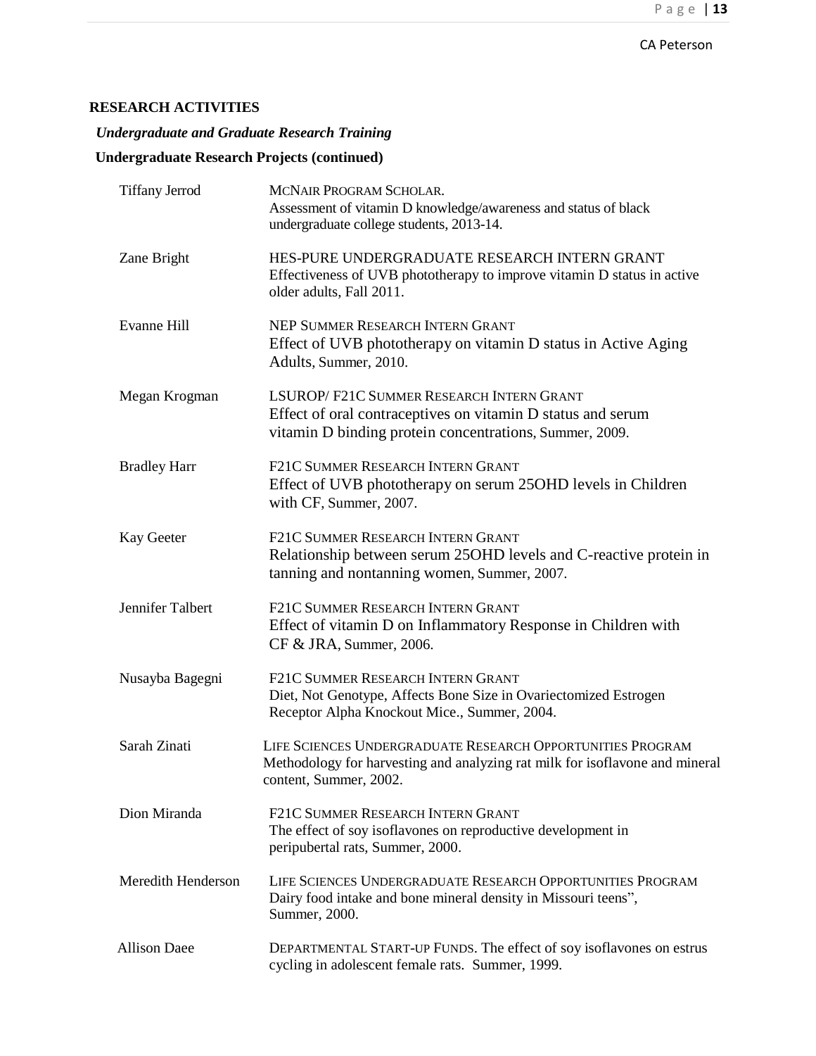## RESEARCH ACTIVITIES

### *Undergraduate and Graduate Research Training*

### Undergraduate Research Projects (continued)

| | |
|---|---|
| Tiffany Jerrod | MCNAIR PROGRAM SCHOLAR. Assessment of vitamin D knowledge/awareness and status of black undergraduate college students, 2013-14. |
| Zane Bright | HES-PURE UNDERGRADUATE RESEARCH INTERN GRANT Effectiveness of UVB phototherapy to improve vitamin D status in active older adults, Fall 2011. |
| Evanne Hill | NEP SUMMER RESEARCH INTERN GRANT Effect of UVB phototherapy on vitamin D status in Active Aging Adults, Summer, 2010. |
| Megan Krogman | LSUROP/ F21C SUMMER RESEARCH INTERN GRANT Effect of oral contraceptives on vitamin D status and serum vitamin D binding protein concentrations, Summer, 2009. |
| Bradley Harr | F21C SUMMER RESEARCH INTERN GRANT Effect of UVB phototherapy on serum 25OHD levels in Children with CF, Summer, 2007. |
| Kay Geeter | F21C SUMMER RESEARCH INTERN GRANT Relationship between serum 25OHD levels and C-reactive protein in tanning and nontanning women, Summer, 2007. |
| Jennifer Talbert | F21C SUMMER RESEARCH INTERN GRANT Effect of vitamin D on Inflammatory Response in Children with CF & JRA, Summer, 2006. |
| Nusayba Bagegni | F21C SUMMER RESEARCH INTERN GRANT Diet, Not Genotype, Affects Bone Size in Ovariectomized Estrogen Receptor Alpha Knockout Mice., Summer, 2004. |
| Sarah Zinati | LIFE SCIENCES UNDERGRADUATE RESEARCH OPPORTUNITIES PROGRAM Methodology for harvesting and analyzing rat milk for isoflavone and mineral content, Summer, 2002. |
| Dion Miranda | F21C SUMMER RESEARCH INTERN GRANT The effect of soy isoflavones on reproductive development in peripubertal rats, Summer, 2000. |
| Meredith Henderson | LIFE SCIENCES UNDERGRADUATE RESEARCH OPPORTUNITIES PROGRAM Dairy food intake and bone mineral density in Missouri teens", Summer, 2000. |
| Allison Daee | DEPARTMENTAL START-UP FUNDS. The effect of soy isoflavones on estrus cycling in adolescent female rats. Summer, 1999. |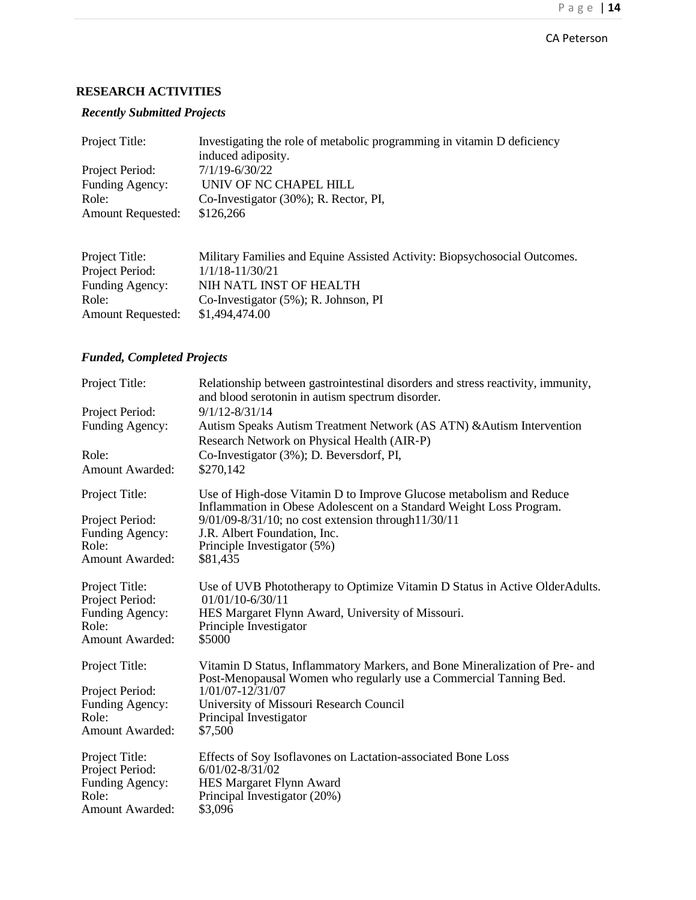## RESEARCH ACTIVITIES

### *Recently Submitted Projects*

| | |
|---|---|
| Project Title: | Investigating the role of metabolic programming in vitamin D deficiency induced adiposity. |
| Project Period: | 7/1/19-6/30/22 |
| Funding Agency: | UNIV OF NC CHAPEL HILL |
| Role: | Co-Investigator (30%); R. Rector, PI, |
| Amount Requested: | $126,266 |

| | |
|---|---|
| Project Title: | Military Families and Equine Assisted Activity: Biopsychosocial Outcomes. |
| Project Period: | 1/1/18-11/30/21 |
| Funding Agency: | NIH NATL INST OF HEALTH |
| Role: | Co-Investigator (5%); R. Johnson, PI |
| Amount Requested: | $1,494,474.00 |

### *Funded, Completed Projects*

| | |
|---|---|
| Project Title: | Relationship between gastrointestinal disorders and stress reactivity, immunity, and blood serotonin in autism spectrum disorder. |
| Project Period: | 9/1/12-8/31/14 |
| Funding Agency: | Autism Speaks Autism Treatment Network (AS ATN) &Autism Intervention Research Network on Physical Health (AIR-P) |
| Role: | Co-Investigator (3%); D. Beversdorf, PI, |
| Amount Awarded: | $270,142 |

| | |
|---|---|
| Project Title: | Use of High-dose Vitamin D to Improve Glucose metabolism and Reduce Inflammation in Obese Adolescent on a Standard Weight Loss Program. |
| Project Period: | 9/01/09-8/31/10; no cost extension through11/30/11 |
| Funding Agency: | J.R. Albert Foundation, Inc. |
| Role: | Principle Investigator (5%) |
| Amount Awarded: | $81,435 |

| | |
|---|---|
| Project Title: | Use of UVB Phototherapy to Optimize Vitamin D Status in Active OlderAdults. |
| Project Period: | 01/01/10-6/30/11 |
| Funding Agency: | HES Margaret Flynn Award, University of Missouri. |
| Role: | Principle Investigator |
| Amount Awarded: | $5000 |

| | |
|---|---|
| Project Title: | Vitamin D Status, Inflammatory Markers, and Bone Mineralization of Pre- and Post-Menopausal Women who regularly use a Commercial Tanning Bed. |
| Project Period: | 1/01/07-12/31/07 |
| Funding Agency: | University of Missouri Research Council |
| Role: | Principal Investigator |
| Amount Awarded: | $7,500 |

| | |
|---|---|
| Project Title: | Effects of Soy Isoflavones on Lactation-associated Bone Loss |
| Project Period: | 6/01/02-8/31/02 |
| Funding Agency: | HES Margaret Flynn Award |
| Role: | Principal Investigator (20%) |
| Amount Awarded: | $3,096 |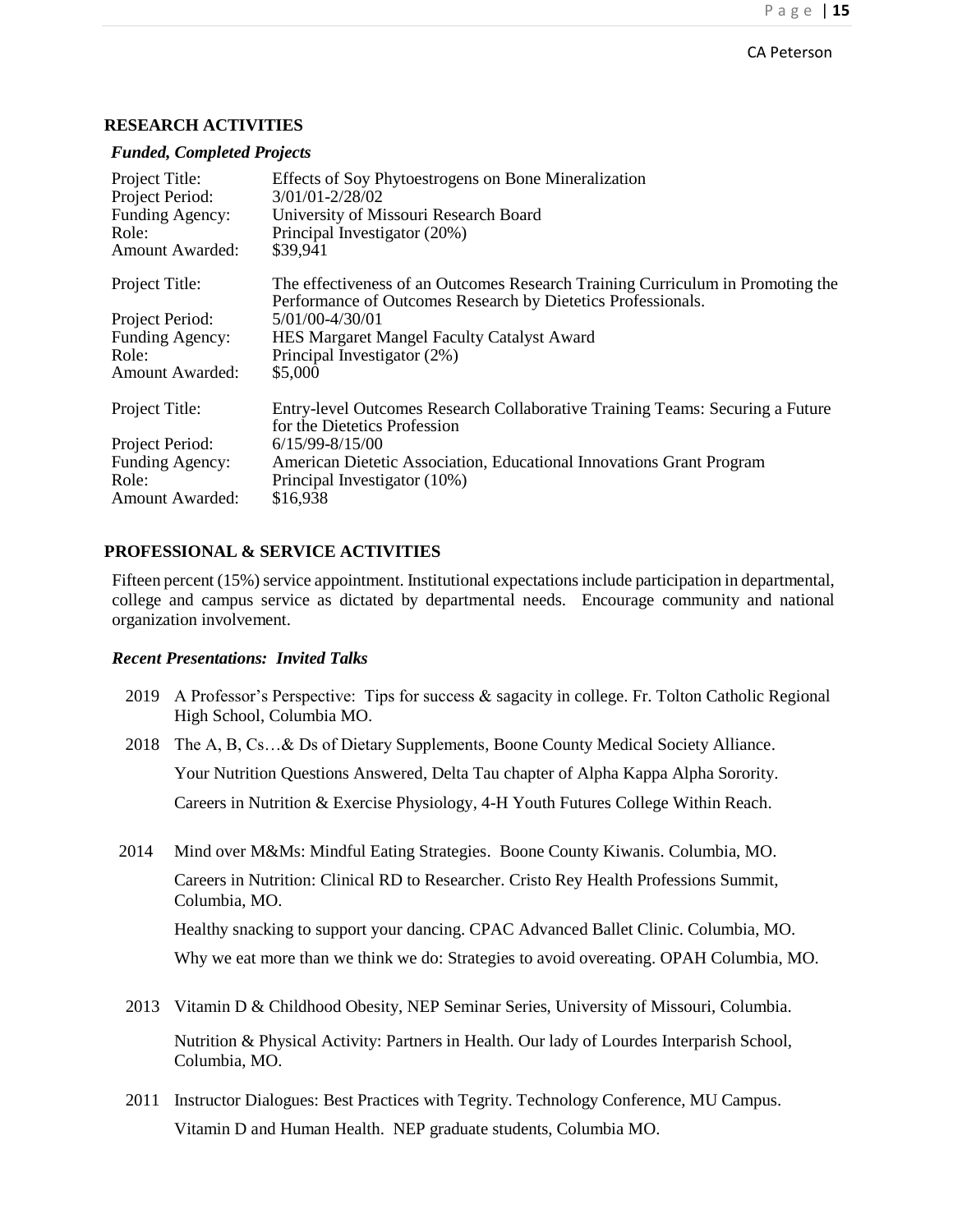## RESEARCH ACTIVITIES

### *Funded, Completed Projects*

| | |
|---|---|
| Project Title: | Effects of Soy Phytoestrogens on Bone Mineralization |
| Project Period: | 3/01/01-2/28/02 |
| Funding Agency: | University of Missouri Research Board |
| Role: | Principal Investigator (20%) |
| Amount Awarded: | $39,941 |

| | |
|---|---|
| Project Title: | The effectiveness of an Outcomes Research Training Curriculum in Promoting the Performance of Outcomes Research by Dietetics Professionals. |
| Project Period: | 5/01/00-4/30/01 |
| Funding Agency: | HES Margaret Mangel Faculty Catalyst Award |
| Role: | Principal Investigator (2%) |
| Amount Awarded: | $5,000 |

| | |
|---|---|
| Project Title: | Entry-level Outcomes Research Collaborative Training Teams: Securing a Future for the Dietetics Profession |
| Project Period: | 6/15/99-8/15/00 |
| Funding Agency: | American Dietetic Association, Educational Innovations Grant Program |
| Role: | Principal Investigator (10%) |
| Amount Awarded: | $16,938 |

## PROFESSIONAL & SERVICE ACTIVITIES

Fifteen percent (15%) service appointment. Institutional expectations include participation in departmental, college and campus service as dictated by departmental needs. Encourage community and national organization involvement.

### *Recent Presentations: Invited Talks*

2019 A Professor's Perspective: Tips for success & sagacity in college. Fr. Tolton Catholic Regional High School, Columbia MO.

2018 The A, B, Cs…& Ds of Dietary Supplements, Boone County Medical Society Alliance.

Your Nutrition Questions Answered, Delta Tau chapter of Alpha Kappa Alpha Sorority.

Careers in Nutrition & Exercise Physiology, 4-H Youth Futures College Within Reach.

2014 Mind over M&Ms: Mindful Eating Strategies. Boone County Kiwanis. Columbia, MO.

Careers in Nutrition: Clinical RD to Researcher. Cristo Rey Health Professions Summit, Columbia, MO.

Healthy snacking to support your dancing. CPAC Advanced Ballet Clinic. Columbia, MO.

Why we eat more than we think we do: Strategies to avoid overeating. OPAH Columbia, MO.

2013 Vitamin D & Childhood Obesity, NEP Seminar Series, University of Missouri, Columbia.

Nutrition & Physical Activity: Partners in Health. Our lady of Lourdes Interparish School, Columbia, MO.

2011 Instructor Dialogues: Best Practices with Tegrity. Technology Conference, MU Campus.

Vitamin D and Human Health. NEP graduate students, Columbia MO.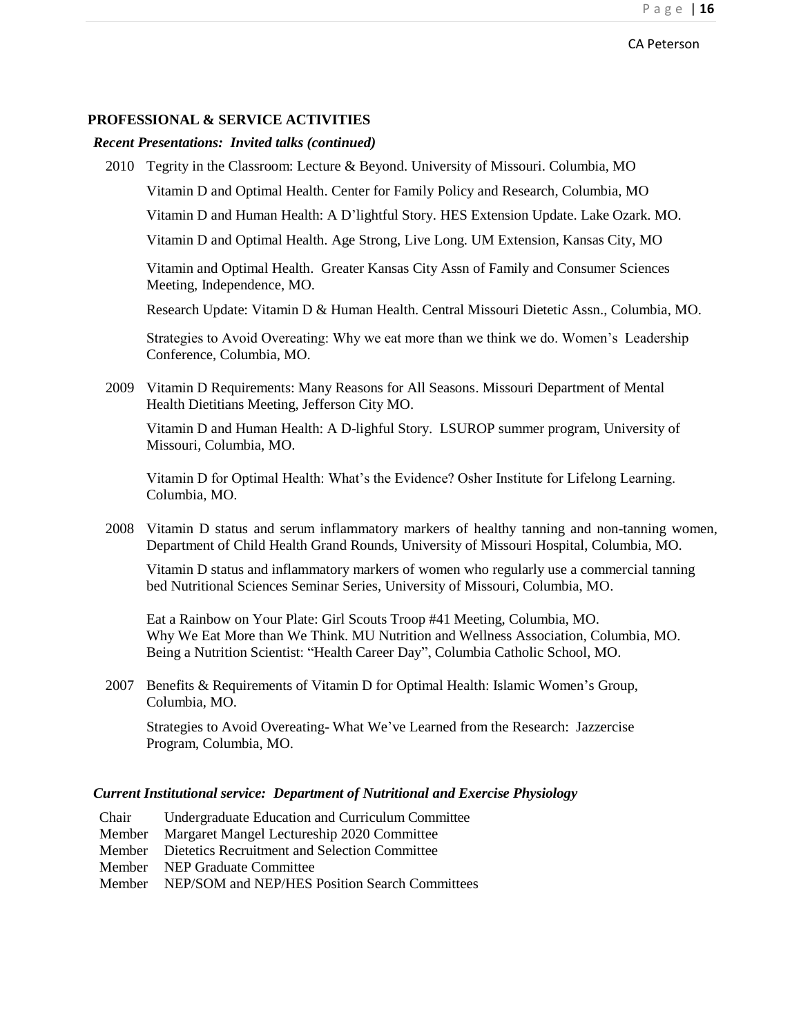**PROFESSIONAL & SERVICE ACTIVITIES**

***Recent Presentations: Invited talks (continued)***

2010 Tegrity in the Classroom: Lecture & Beyond. University of Missouri. Columbia, MO

Vitamin D and Optimal Health. Center for Family Policy and Research, Columbia, MO

Vitamin D and Human Health: A D'lightful Story. HES Extension Update. Lake Ozark. MO.

Vitamin D and Optimal Health. Age Strong, Live Long. UM Extension, Kansas City, MO

Vitamin and Optimal Health. Greater Kansas City Assn of Family and Consumer Sciences Meeting, Independence, MO.

Research Update: Vitamin D & Human Health. Central Missouri Dietetic Assn., Columbia, MO.

Strategies to Avoid Overeating: Why we eat more than we think we do. Women's Leadership Conference, Columbia, MO.

2009 Vitamin D Requirements: Many Reasons for All Seasons. Missouri Department of Mental Health Dietitians Meeting, Jefferson City MO.

Vitamin D and Human Health: A D-lighful Story. LSUROP summer program, University of Missouri, Columbia, MO.

Vitamin D for Optimal Health: What's the Evidence? Osher Institute for Lifelong Learning. Columbia, MO.

2008 Vitamin D status and serum inflammatory markers of healthy tanning and non-tanning women, Department of Child Health Grand Rounds, University of Missouri Hospital, Columbia, MO.

Vitamin D status and inflammatory markers of women who regularly use a commercial tanning bed Nutritional Sciences Seminar Series, University of Missouri, Columbia, MO.

Eat a Rainbow on Your Plate: Girl Scouts Troop #41 Meeting, Columbia, MO.
Why We Eat More than We Think. MU Nutrition and Wellness Association, Columbia, MO.
Being a Nutrition Scientist: "Health Career Day", Columbia Catholic School, MO.

2007 Benefits & Requirements of Vitamin D for Optimal Health: Islamic Women's Group, Columbia, MO.

Strategies to Avoid Overeating- What We've Learned from the Research: Jazzercise Program, Columbia, MO.

***Current Institutional service: Department of Nutritional and Exercise Physiology***

Chair Undergraduate Education and Curriculum Committee
Member Margaret Mangel Lectureship 2020 Committee
Member Dietetics Recruitment and Selection Committee
Member NEP Graduate Committee
Member NEP/SOM and NEP/HES Position Search Committees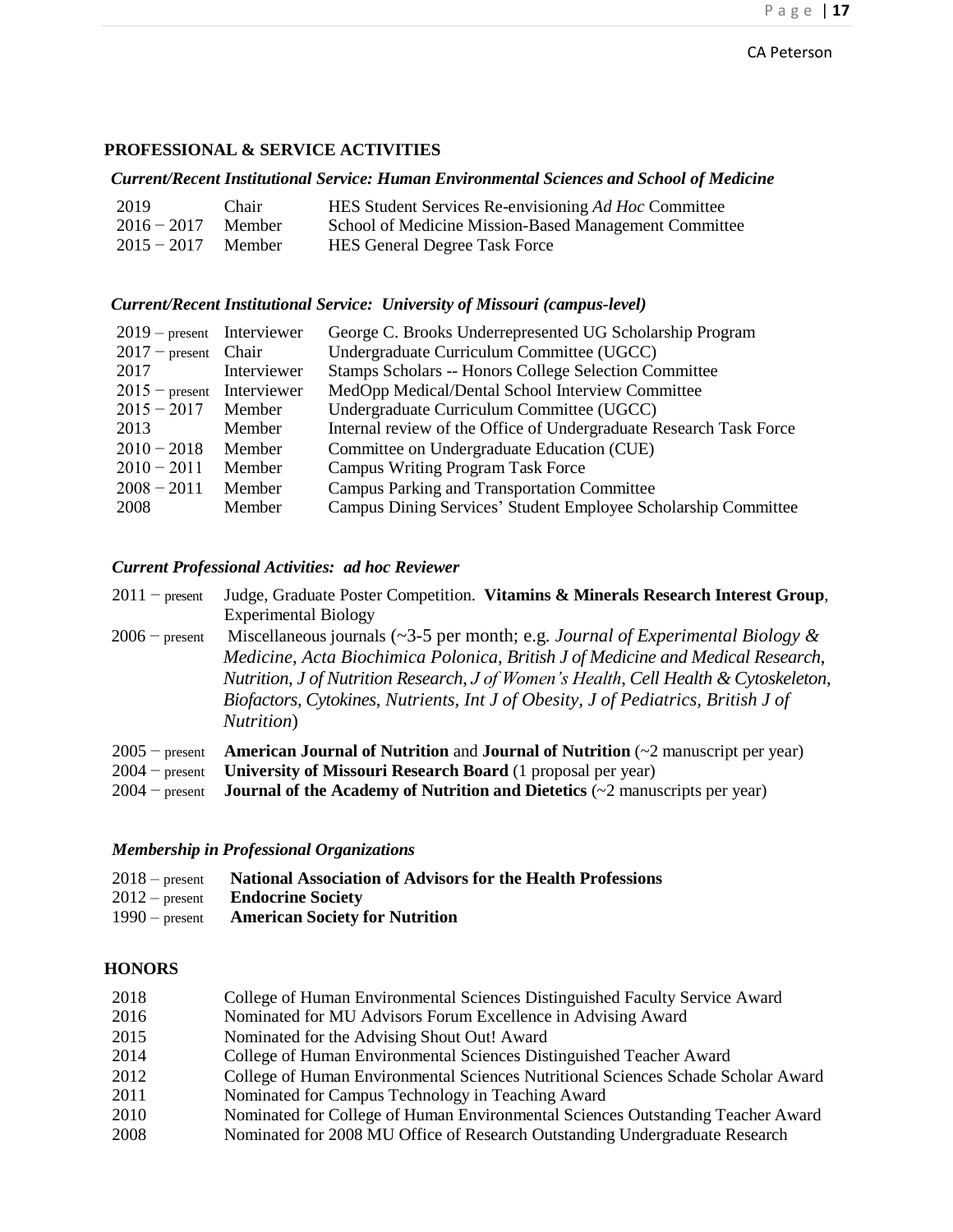## PROFESSIONAL & SERVICE ACTIVITIES

### *Current/Recent Institutional Service: Human Environmental Sciences and School of Medicine*

| | | |
|---|---|---|
| 2019 | Chair | HES Student Services Re-envisioning *Ad Hoc* Committee |
| 2016 − 2017 | Member | School of Medicine Mission-Based Management Committee |
| 2015 − 2017 | Member | HES General Degree Task Force |

### *Current/Recent Institutional Service: University of Missouri (campus-level)*

| | | |
|---|---|---|
| 2019 – present | Interviewer | George C. Brooks Underrepresented UG Scholarship Program |
| 2017 − present | Chair | Undergraduate Curriculum Committee (UGCC) |
| 2017 | Interviewer | Stamps Scholars -- Honors College Selection Committee |
| 2015 − present | Interviewer | MedOpp Medical/Dental School Interview Committee |
| 2015 − 2017 | Member | Undergraduate Curriculum Committee (UGCC) |
| 2013 | Member | Internal review of the Office of Undergraduate Research Task Force |
| 2010 − 2018 | Member | Committee on Undergraduate Education (CUE) |
| 2010 − 2011 | Member | Campus Writing Program Task Force |
| 2008 − 2011 | Member | Campus Parking and Transportation Committee |
| 2008 | Member | Campus Dining Services' Student Employee Scholarship Committee |

### *Current Professional Activities: ad hoc Reviewer*

| | |
|---|---|
| 2011 − present | Judge, Graduate Poster Competition. **Vitamins & Minerals Research Interest Group**, Experimental Biology |
| 2006 − present | Miscellaneous journals (~3-5 per month; e.g. *Journal of Experimental Biology & Medicine*, *Acta Biochimica Polonica*, *British J of Medicine and Medical Research*, *Nutrition*, *J of Nutrition Research*, *J of Women's Health*, *Cell Health & Cytoskeleton*, *Biofactors*, *Cytokines*, *Nutrients*, *Int J of Obesity*, *J of Pediatrics*, *British J of Nutrition*) |
| 2005 − present | **American Journal of Nutrition** and **Journal of Nutrition** (~2 manuscript per year) |
| 2004 − present | **University of Missouri Research Board** (1 proposal per year) |
| 2004 − present | **Journal of the Academy of Nutrition and Dietetics** (~2 manuscripts per year) |

### *Membership in Professional Organizations*

| | |
|---|---|
| 2018 – present | **National Association of Advisors for the Health Professions** |
| 2012 – present | **Endocrine Society** |
| 1990 – present | **American Society for Nutrition** |

## HONORS

| | |
|---|---|
| 2018 | College of Human Environmental Sciences Distinguished Faculty Service Award |
| 2016 | Nominated for MU Advisors Forum Excellence in Advising Award |
| 2015 | Nominated for the Advising Shout Out! Award |
| 2014 | College of Human Environmental Sciences Distinguished Teacher Award |
| 2012 | College of Human Environmental Sciences Nutritional Sciences Schade Scholar Award |
| 2011 | Nominated for Campus Technology in Teaching Award |
| 2010 | Nominated for College of Human Environmental Sciences Outstanding Teacher Award |
| 2008 | Nominated for 2008 MU Office of Research Outstanding Undergraduate Research |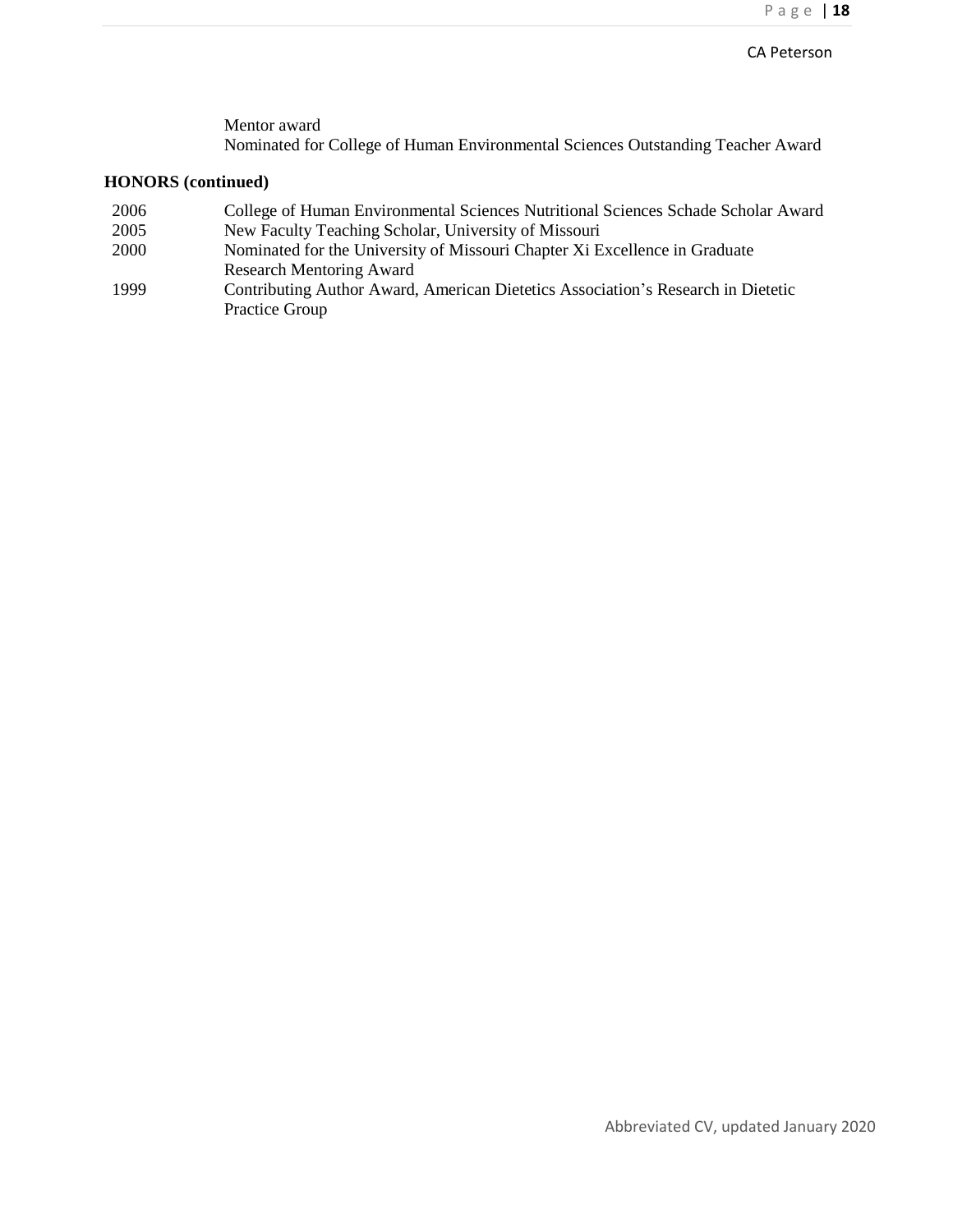Mentor award
Nominated for College of Human Environmental Sciences Outstanding Teacher Award

**HONORS (continued)**

| | |
|---|---|
| 2006 | College of Human Environmental Sciences Nutritional Sciences Schade Scholar Award |
| 2005 | New Faculty Teaching Scholar, University of Missouri |
| 2000 | Nominated for the University of Missouri Chapter Xi Excellence in Graduate Research Mentoring Award |
| 1999 | Contributing Author Award, American Dietetics Association's Research in Dietetic Practice Group |